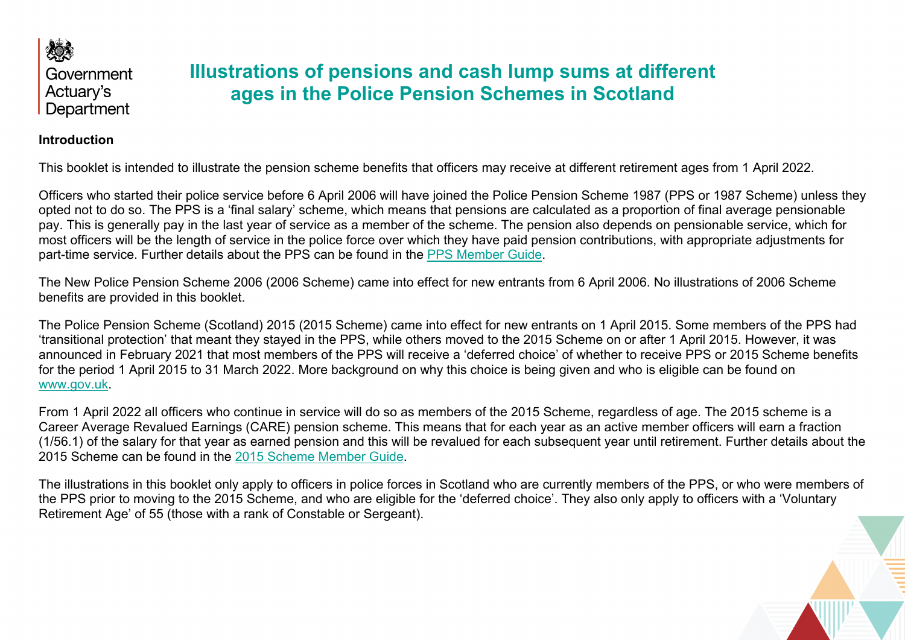Government Actuary's Department

# Illustrations of pensions and cash lump sums at different ages in the Police Pension Schemes in Scotland

## Introduction

This booklet is intended to illustrate the pension scheme benefits that officers may receive at different retirement ages from 1 April 2022.

Officers who started their police service before 6 April 2006 will have joined the Police Pension Scheme 1987 (PPS or 1987 Scheme) unless they opted not to do so. The PPS is a 'final salary' scheme, which means that pensions are calculated as a proportion of final average pensionable pay. This is generally pay in the last year of service as a member of the scheme. The pension also depends on pensionable service, which for most officers will be the length of service in the police force over which they have paid pension contributions, with appropriate adjustments for part-time service. Further details about the PPS can be found in the PPS Member Guide.

The New Police Pension Scheme 2006 (2006 Scheme) came into effect for new entrants from 6 April 2006. No illustrations of 2006 Scheme benefits are provided in this booklet.

The Police Pension Scheme (Scotland) 2015 (2015 Scheme) came into effect for new entrants on 1 April 2015. Some members of the PPS had 'transitional protection' that meant they stayed in the PPS, while others moved to the 2015 Scheme on or after 1 April 2015. However, it was announced in February 2021 that most members of the PPS will receive a 'deferred choice' of whether to receive PPS or 2015 Scheme benefits for the period 1 April 2015 to 31 March 2022. More background on why this choice is being given and who is eligible can be found on www.gov.uk.

From 1 April 2022 all officers who continue in service will do so as members of the 2015 Scheme, regardless of age. The 2015 scheme is a Career Average Revalued Earnings (CARE) pension scheme. This means that for each year as an active member officers will earn a fraction (1/56.1) of the salary for that year as earned pension and this will be revalued for each subsequent year until retirement. Further details about the 2015 Scheme can be found in the 2015 Scheme Member Guide.

The illustrations in this booklet only apply to officers in police forces in Scotland who are currently members of the PPS, or who were members of the PPS prior to moving to the 2015 Scheme, and who are eligible for the 'deferred choice'. They also only apply to officers with a 'Voluntary Retirement Age' of 55 (those with a rank of Constable or Sergeant).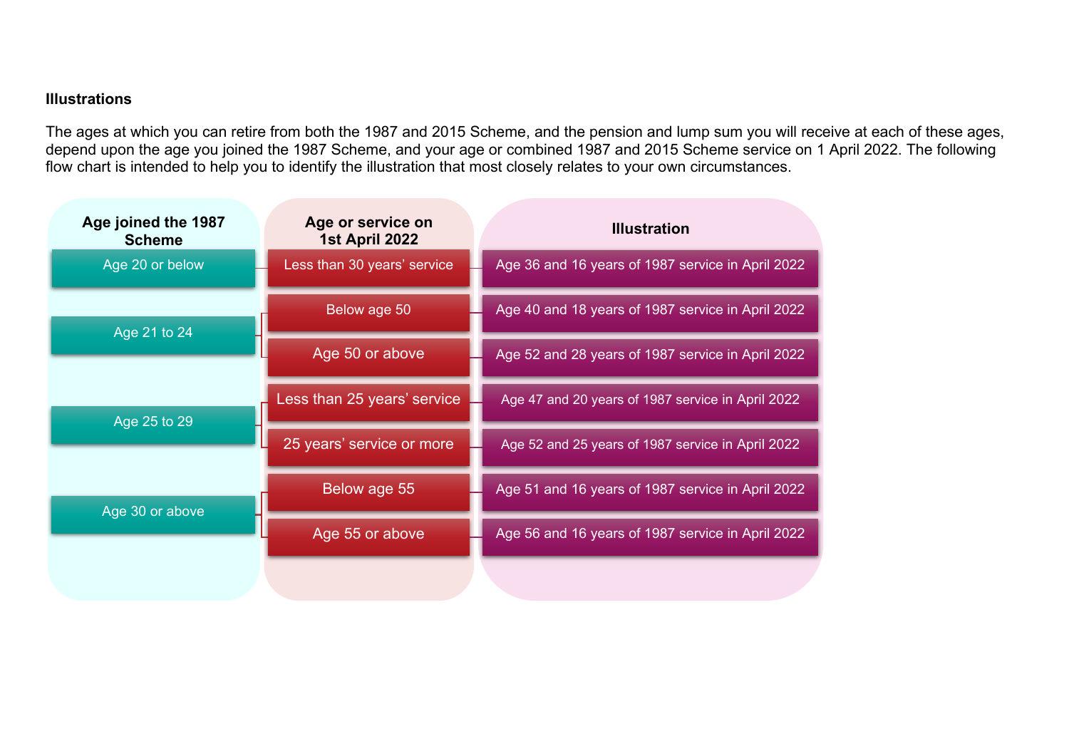### Illustrations

The ages at which you can retire from both the 1987 and 2015 Scheme, and the pension and lump sum you will receive at each of these ages, depend upon the age you joined the 1987 Scheme, and your age or combined 1987 and 2015 Scheme service on 1 April 2022. The following flow chart is intended to help you to identify the illustration that most closely relates to your own circumstances.

| Age joined the 1987 Scheme | Age or service on 1st April 2022 | Illustration |
|---|---|---|
| Age 20 or below | Less than 30 years' service | Age 36 and 16 years of 1987 service in April 2022 |
| Age 21 to 24 | Below age 50 | Age 40 and 18 years of 1987 service in April 2022 |
| | Age 50 or above | Age 52 and 28 years of 1987 service in April 2022 |
| Age 25 to 29 | Less than 25 years' service | Age 47 and 20 years of 1987 service in April 2022 |
| | 25 years' service or more | Age 52 and 25 years of 1987 service in April 2022 |
| Age 30 or above | Below age 55 | Age 51 and 16 years of 1987 service in April 2022 |
| | Age 55 or above | Age 56 and 16 years of 1987 service in April 2022 |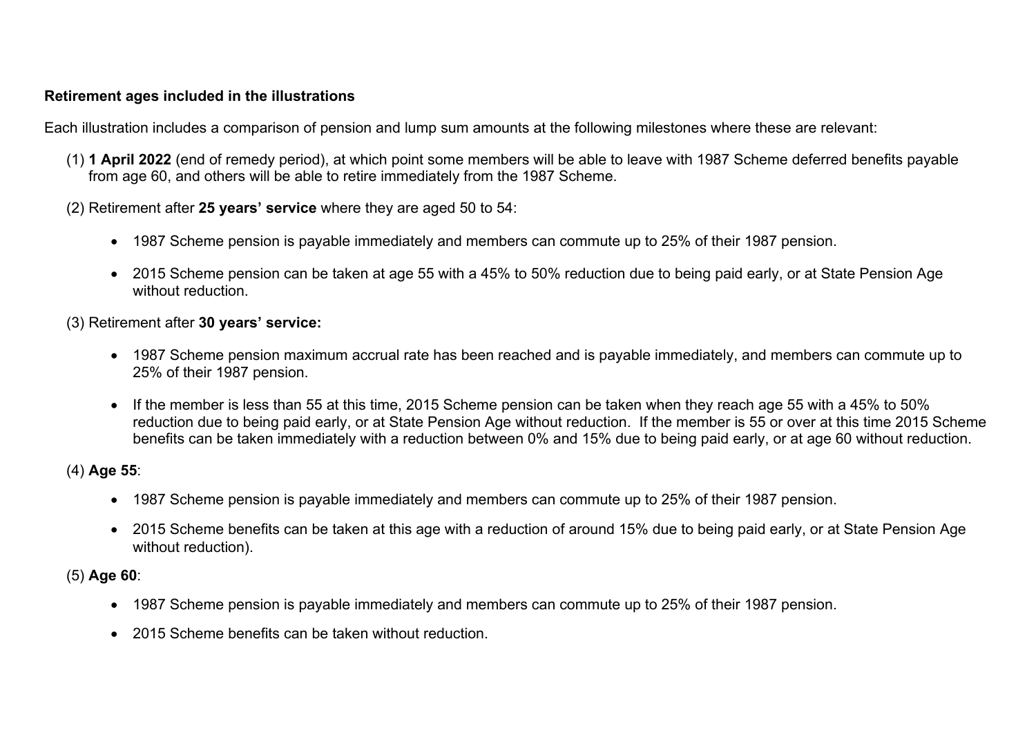**Retirement ages included in the illustrations**

Each illustration includes a comparison of pension and lump sum amounts at the following milestones where these are relevant:

(1) **1 April 2022** (end of remedy period), at which point some members will be able to leave with 1987 Scheme deferred benefits payable from age 60, and others will be able to retire immediately from the 1987 Scheme.

(2) Retirement after **25 years' service** where they are aged 50 to 54:

- 1987 Scheme pension is payable immediately and members can commute up to 25% of their 1987 pension.
- 2015 Scheme pension can be taken at age 55 with a 45% to 50% reduction due to being paid early, or at State Pension Age without reduction.

(3) Retirement after **30 years' service:**

- 1987 Scheme pension maximum accrual rate has been reached and is payable immediately, and members can commute up to 25% of their 1987 pension.
- If the member is less than 55 at this time, 2015 Scheme pension can be taken when they reach age 55 with a 45% to 50% reduction due to being paid early, or at State Pension Age without reduction. If the member is 55 or over at this time 2015 Scheme benefits can be taken immediately with a reduction between 0% and 15% due to being paid early, or at age 60 without reduction.

(4) **Age 55**:

- 1987 Scheme pension is payable immediately and members can commute up to 25% of their 1987 pension.
- 2015 Scheme benefits can be taken at this age with a reduction of around 15% due to being paid early, or at State Pension Age without reduction).

(5) **Age 60**:

- 1987 Scheme pension is payable immediately and members can commute up to 25% of their 1987 pension.
- 2015 Scheme benefits can be taken without reduction.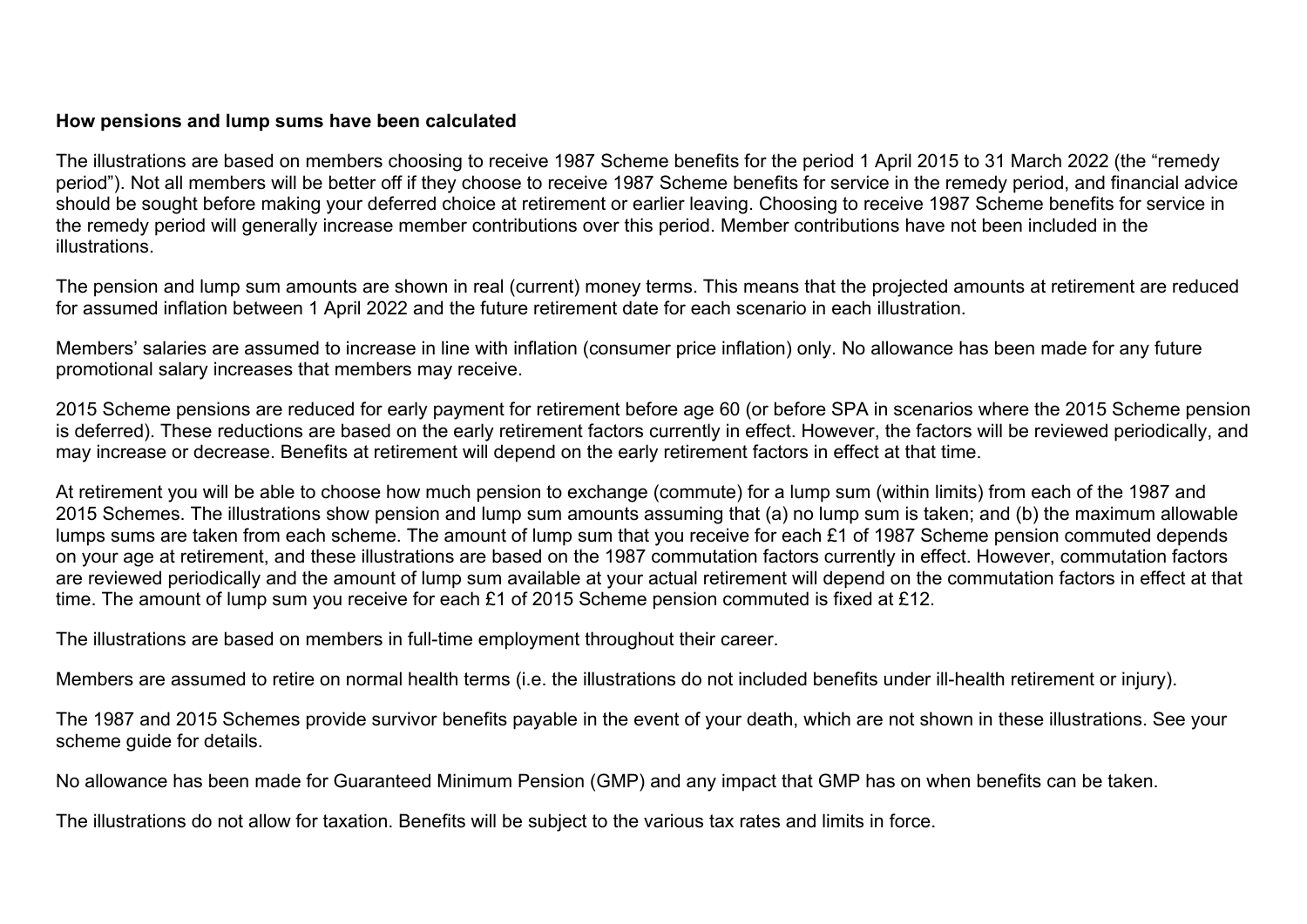**How pensions and lump sums have been calculated**

The illustrations are based on members choosing to receive 1987 Scheme benefits for the period 1 April 2015 to 31 March 2022 (the "remedy period"). Not all members will be better off if they choose to receive 1987 Scheme benefits for service in the remedy period, and financial advice should be sought before making your deferred choice at retirement or earlier leaving. Choosing to receive 1987 Scheme benefits for service in the remedy period will generally increase member contributions over this period. Member contributions have not been included in the illustrations.

The pension and lump sum amounts are shown in real (current) money terms. This means that the projected amounts at retirement are reduced for assumed inflation between 1 April 2022 and the future retirement date for each scenario in each illustration.

Members' salaries are assumed to increase in line with inflation (consumer price inflation) only. No allowance has been made for any future promotional salary increases that members may receive.

2015 Scheme pensions are reduced for early payment for retirement before age 60 (or before SPA in scenarios where the 2015 Scheme pension is deferred). These reductions are based on the early retirement factors currently in effect. However, the factors will be reviewed periodically, and may increase or decrease. Benefits at retirement will depend on the early retirement factors in effect at that time.

At retirement you will be able to choose how much pension to exchange (commute) for a lump sum (within limits) from each of the 1987 and 2015 Schemes. The illustrations show pension and lump sum amounts assuming that (a) no lump sum is taken; and (b) the maximum allowable lumps sums are taken from each scheme. The amount of lump sum that you receive for each £1 of 1987 Scheme pension commuted depends on your age at retirement, and these illustrations are based on the 1987 commutation factors currently in effect. However, commutation factors are reviewed periodically and the amount of lump sum available at your actual retirement will depend on the commutation factors in effect at that time. The amount of lump sum you receive for each £1 of 2015 Scheme pension commuted is fixed at £12.

The illustrations are based on members in full-time employment throughout their career.

Members are assumed to retire on normal health terms (i.e. the illustrations do not included benefits under ill-health retirement or injury).

The 1987 and 2015 Schemes provide survivor benefits payable in the event of your death, which are not shown in these illustrations. See your scheme guide for details.

No allowance has been made for Guaranteed Minimum Pension (GMP) and any impact that GMP has on when benefits can be taken.

The illustrations do not allow for taxation. Benefits will be subject to the various tax rates and limits in force.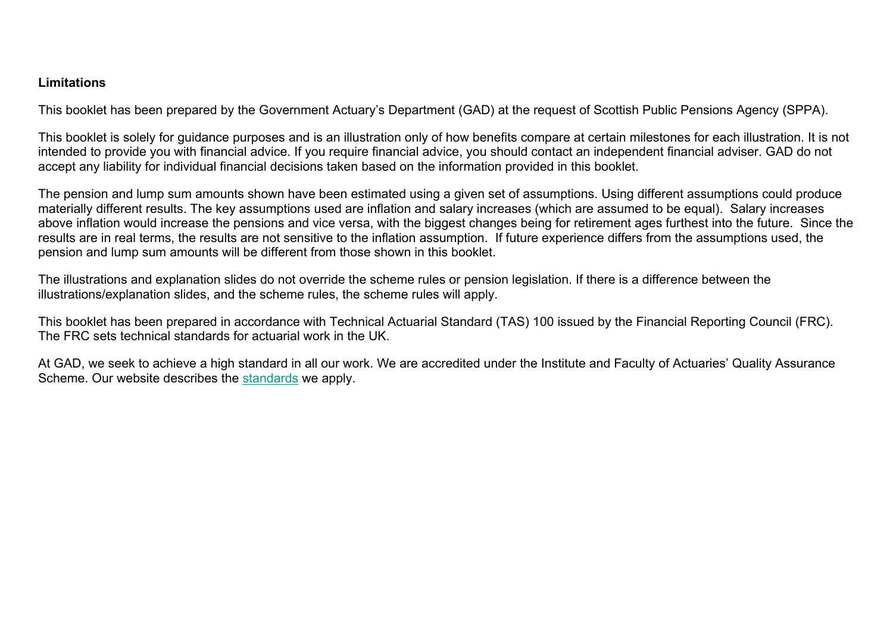## Limitations

This booklet has been prepared by the Government Actuary's Department (GAD) at the request of Scottish Public Pensions Agency (SPPA).

This booklet is solely for guidance purposes and is an illustration only of how benefits compare at certain milestones for each illustration. It is not intended to provide you with financial advice. If you require financial advice, you should contact an independent financial adviser. GAD do not accept any liability for individual financial decisions taken based on the information provided in this booklet.

The pension and lump sum amounts shown have been estimated using a given set of assumptions. Using different assumptions could produce materially different results. The key assumptions used are inflation and salary increases (which are assumed to be equal). Salary increases above inflation would increase the pensions and vice versa, with the biggest changes being for retirement ages furthest into the future. Since the results are in real terms, the results are not sensitive to the inflation assumption. If future experience differs from the assumptions used, the pension and lump sum amounts will be different from those shown in this booklet.

The illustrations and explanation slides do not override the scheme rules or pension legislation. If there is a difference between the illustrations/explanation slides, and the scheme rules, the scheme rules will apply.

This booklet has been prepared in accordance with Technical Actuarial Standard (TAS) 100 issued by the Financial Reporting Council (FRC). The FRC sets technical standards for actuarial work in the UK.

At GAD, we seek to achieve a high standard in all our work. We are accredited under the Institute and Faculty of Actuaries' Quality Assurance Scheme. Our website describes the standards we apply.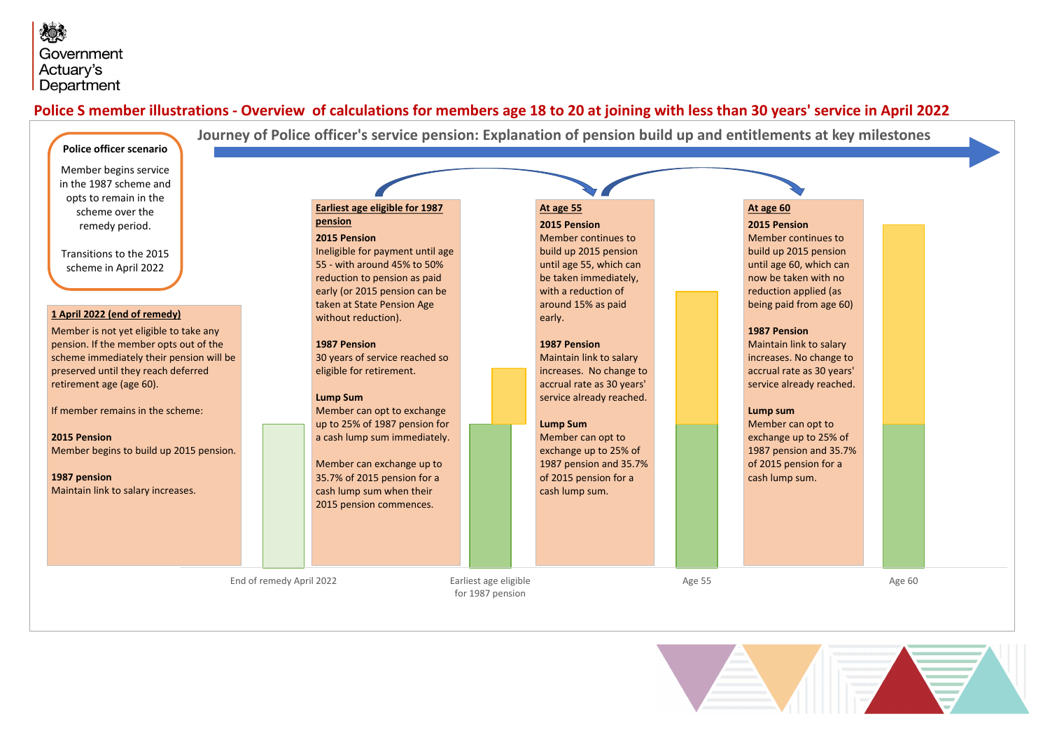## Police S member illustrations - Overview of calculations for members age 18 to 20 at joining with less than 30 years' service in April 2022

### Journey of Police officer's service pension: Explanation of pension build up and entitlements at key milestones

**Police officer scenario**

Member begins service in the 1987 scheme and opts to remain in the scheme over the remedy period.

Transitions to the 2015 scheme in April 2022

**1 April 2022 (end of remedy)**

Member is not yet eligible to take any pension. If the member opts out of the scheme immediately their pension will be preserved until they reach deferred retirement age (age 60).

If member remains in the scheme:

**2015 Pension**
Member begins to build up 2015 pension.

**1987 pension**
Maintain link to salary increases.

**Earliest age eligible for 1987 pension**

**2015 Pension**
Ineligible for payment until age 55 - with around 45% to 50% reduction to pension as paid early (or 2015 pension can be taken at State Pension Age without reduction).

**1987 Pension**
30 years of service reached so eligible for retirement.

**Lump Sum**
Member can opt to exchange up to 25% of 1987 pension for a cash lump sum immediately.

Member can exchange up to 35.7% of 2015 pension for a cash lump sum when their 2015 pension commences.

**At age 55**

**2015 Pension**
Member continues to build up 2015 pension until age 55, which can be taken immediately, with a reduction of around 15% as paid early.

**1987 Pension**
Maintain link to salary increases. No change to accrual rate as 30 years' service already reached.

**Lump Sum**
Member can opt to exchange up to 25% of 1987 pension and 35.7% of 2015 pension for a cash lump sum.

**At age 60**

**2015 Pension**
Member continues to build up 2015 pension until age 60, which can now be taken with no reduction applied (as being paid from age 60)

**1987 Pension**
Maintain link to salary increases. No change to accrual rate as 30 years' service already reached.

**Lump sum**
Member can opt to exchange up to 25% of 1987 pension and 35.7% of 2015 pension for a cash lump sum.

End of remedy April 2022 | Earliest age eligible for 1987 pension | Age 55 | Age 60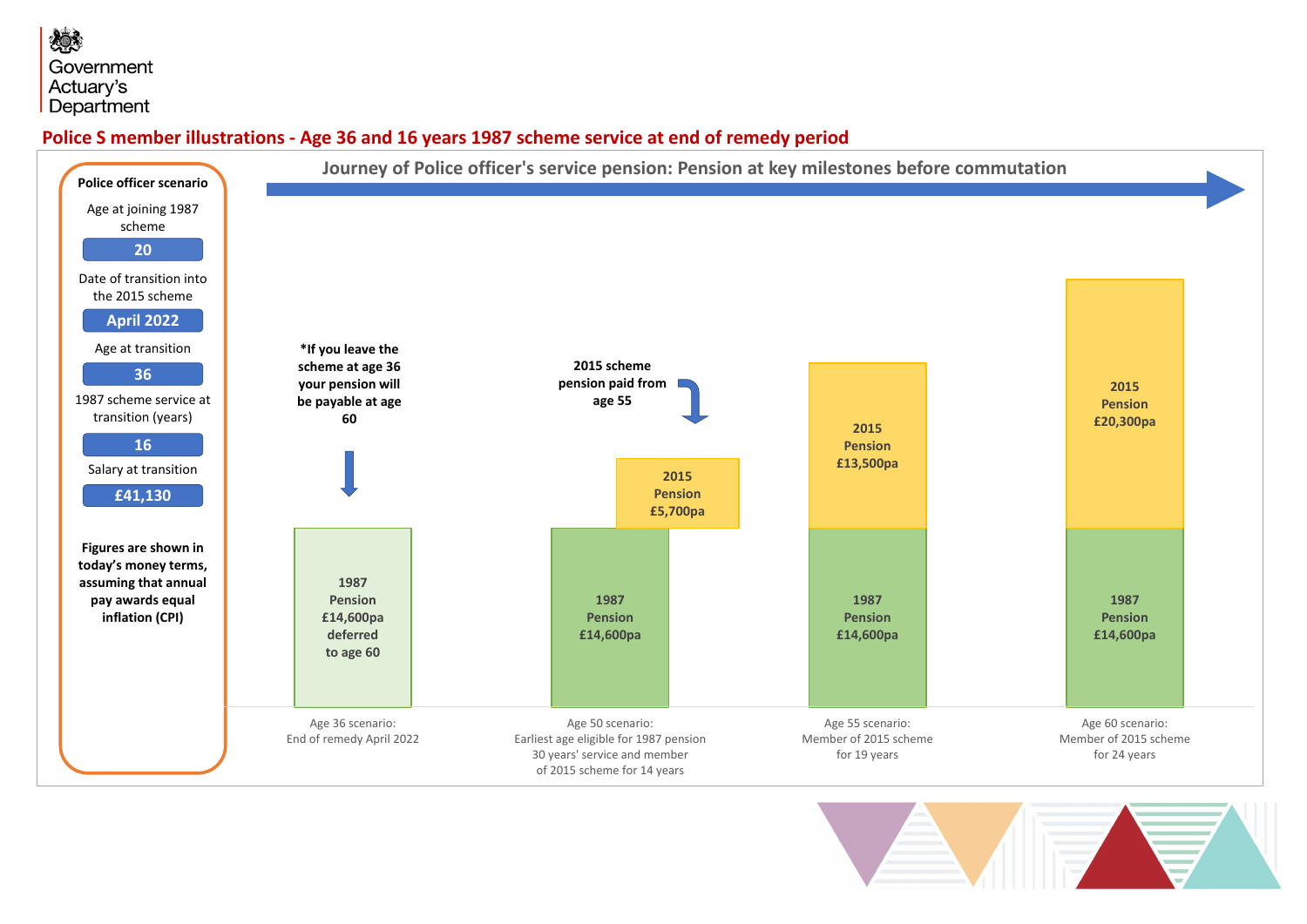## Police S member illustrations - Age 36 and 16 years 1987 scheme service at end of remedy period

**Police officer scenario**

| | |
|---|---|
| Age at joining 1987 scheme | 20 |
| Date of transition into the 2015 scheme | April 2022 |
| Age at transition | 36 |
| 1987 scheme service at transition (years) | 16 |
| Salary at transition | £41,130 |

**Figures are shown in today's money terms, assuming that annual pay awards equal inflation (CPI)**

### Journey of Police officer's service pension: Pension at key milestones before commutation

**\*If you leave the scheme at age 36 your pension will be payable at age 60**

**2015 scheme pension paid from age 55**

| Scenario | 1987 Pension | 2015 Pension |
|---|---|---|
| Age 36 scenario: End of remedy April 2022 | £14,600pa deferred to age 60 | |
| Age 50 scenario: Earliest age eligible for 1987 pension 30 years' service and member of 2015 scheme for 14 years | £14,600pa | £5,700pa |
| Age 55 scenario: Member of 2015 scheme for 19 years | £14,600pa | £13,500pa |
| Age 60 scenario: Member of 2015 scheme for 24 years | £14,600pa | £20,300pa |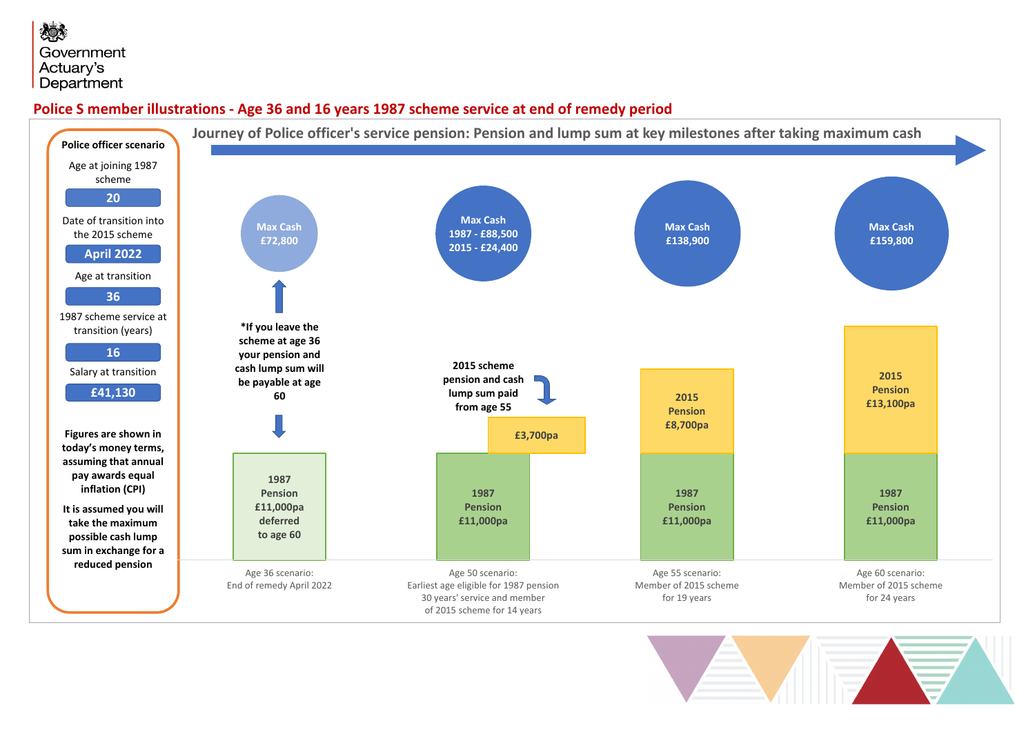Government Actuary's Department

## Police S member illustrations - Age 36 and 16 years 1987 scheme service at end of remedy period

**Police officer scenario**

Age at joining 1987 scheme: **20**

Date of transition into the 2015 scheme: **April 2022**

Age at transition: **36**

1987 scheme service at transition (years): **16**

Salary at transition: **£41,130**

**Figures are shown in today's money terms, assuming that annual pay awards equal inflation (CPI)**

**It is assumed you will take the maximum possible cash lump sum in exchange for a reduced pension**

### Journey of Police officer's service pension: Pension and lump sum at key milestones after taking maximum cash

**Age 36 scenario: End of remedy April 2022**

- Max Cash £72,800
- *If you leave the scheme at age 36 your pension and cash lump sum will be payable at age 60
- 1987 Pension £11,000pa deferred to age 60

**Age 50 scenario: Earliest age eligible for 1987 pension 30 years' service and member of 2015 scheme for 14 years**

- Max Cash 1987 - £88,500; 2015 - £24,400
- 2015 scheme pension and cash lump sum paid from age 55
- 2015: £3,700pa
- 1987 Pension £11,000pa

**Age 55 scenario: Member of 2015 scheme for 19 years**

- Max Cash £138,900
- 2015 Pension £8,700pa
- 1987 Pension £11,000pa

**Age 60 scenario: Member of 2015 scheme for 24 years**

- Max Cash £159,800
- 2015 Pension £13,100pa
- 1987 Pension £11,000pa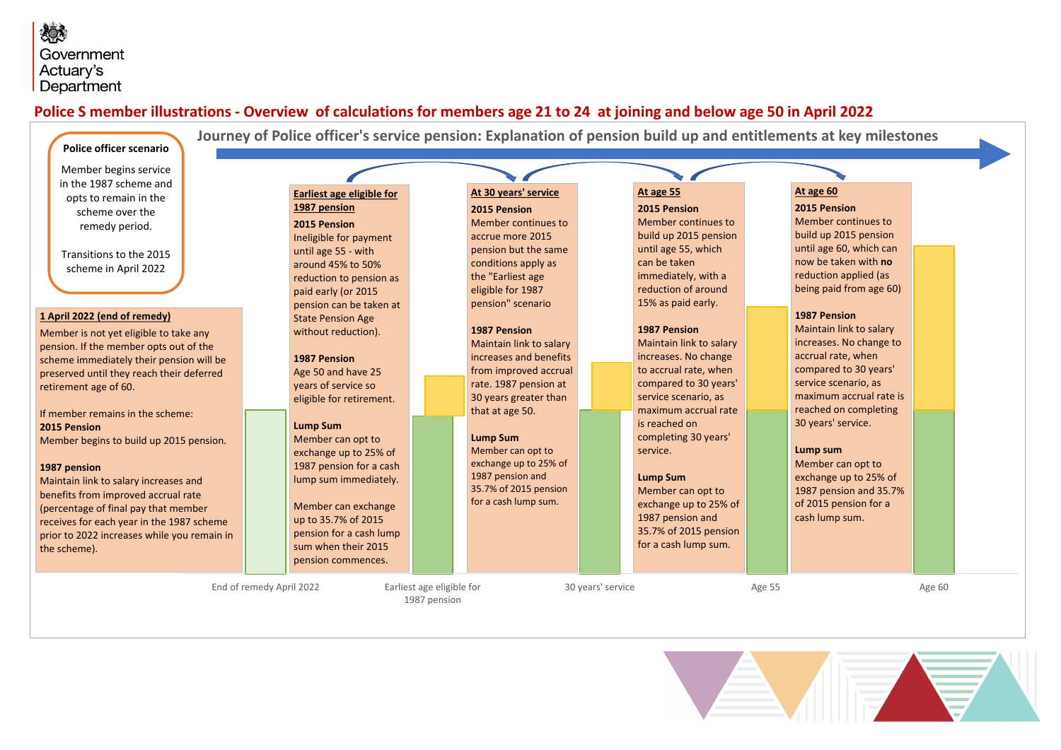Government Actuary's Department

## Police S member illustrations - Overview of calculations for members age 21 to 24 at joining and below age 50 in April 2022

### Journey of Police officer's service pension: Explanation of pension build up and entitlements at key milestones

**Police officer scenario**

Member begins service in the 1987 scheme and opts to remain in the scheme over the remedy period.

Transitions to the 2015 scheme in April 2022

**1 April 2022 (end of remedy)**

Member is not yet eligible to take any pension. If the member opts out of the scheme immediately their pension will be preserved until they reach their deferred retirement age of 60.

If member remains in the scheme:

**2015 Pension**

Member begins to build up 2015 pension.

**1987 pension**

Maintain link to salary increases and benefits from improved accrual rate (percentage of final pay that member receives for each year in the 1987 scheme prior to 2022 increases while you remain in the scheme).

**Earliest age eligible for 1987 pension**

**2015 Pension**

Ineligible for payment until age 55 - with around 45% to 50% reduction to pension as paid early (or 2015 pension can be taken at State Pension Age without reduction).

**1987 Pension**

Age 50 and have 25 years of service so eligible for retirement.

**Lump Sum**

Member can opt to exchange up to 25% of 1987 pension for a cash lump sum immediately.

Member can exchange up to 35.7% of 2015 pension for a cash lump sum when their 2015 pension commences.

**At 30 years' service**

**2015 Pension**

Member continues to accrue more 2015 pension but the same conditions apply as the "Earliest age eligible for 1987 pension" scenario

**1987 Pension**

Maintain link to salary increases and benefits from improved accrual rate. 1987 pension at 30 years greater than that at age 50.

**Lump Sum**

Member can opt to exchange up to 25% of 1987 pension and 35.7% of 2015 pension for a cash lump sum.

**At age 55**

**2015 Pension**

Member continues to build up 2015 pension until age 55, which can be taken immediately, with a reduction of around 15% as paid early.

**1987 Pension**

Maintain link to salary increases. No change to accrual rate, when compared to 30 years' service scenario, as maximum accrual rate is reached on completing 30 years' service.

**Lump Sum**

Member can opt to exchange up to 25% of 1987 pension and 35.7% of 2015 pension for a cash lump sum.

**At age 60**

**2015 Pension**

Member continues to build up 2015 pension until age 60, which can now be taken with **no** reduction applied (as being paid from age 60)

**1987 Pension**

Maintain link to salary increases. No change to accrual rate, when compared to 30 years' service scenario, as maximum accrual rate is reached on completing 30 years' service.

**Lump sum**

Member can opt to exchange up to 25% of 1987 pension and 35.7% of 2015 pension for a cash lump sum.

End of remedy April 2022 | Earliest age eligible for 1987 pension | 30 years' service | Age 55 | Age 60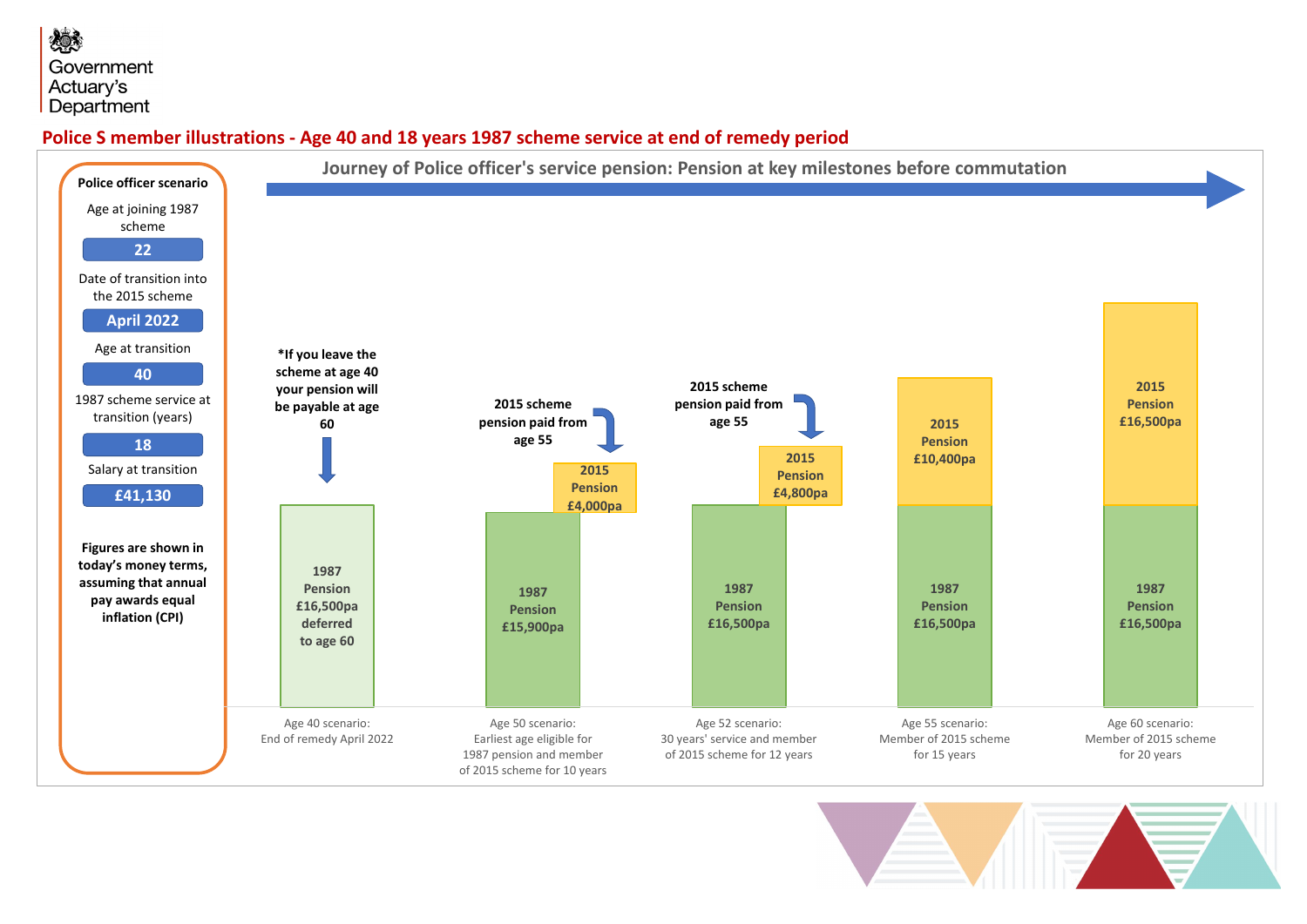# Police S member illustrations - Age 40 and 18 years 1987 scheme service at end of remedy period

## Journey of Police officer's service pension: Pension at key milestones before commutation

**Police officer scenario**

| | |
|---|---|
| Age at joining 1987 scheme | 22 |
| Date of transition into the 2015 scheme | April 2022 |
| Age at transition | 40 |
| 1987 scheme service at transition (years) | 18 |
| Salary at transition | £41,130 |

**Figures are shown in today's money terms, assuming that annual pay awards equal inflation (CPI)**

| Scenario | 1987 Pension | 2015 Pension | Notes |
|---|---|---|---|
| Age 40 scenario: End of remedy April 2022 | £16,500pa deferred to age 60 | | *If you leave the scheme at age 40 your pension will be payable at age 60 |
| Age 50 scenario: Earliest age eligible for 1987 pension and member of 2015 scheme for 10 years | £15,900pa | £4,000pa | 2015 scheme pension paid from age 55 |
| Age 52 scenario: 30 years' service and member of 2015 scheme for 12 years | £16,500pa | £4,800pa | 2015 scheme pension paid from age 55 |
| Age 55 scenario: Member of 2015 scheme for 15 years | £16,500pa | £10,400pa | |
| Age 60 scenario: Member of 2015 scheme for 20 years | £16,500pa | £16,500pa | |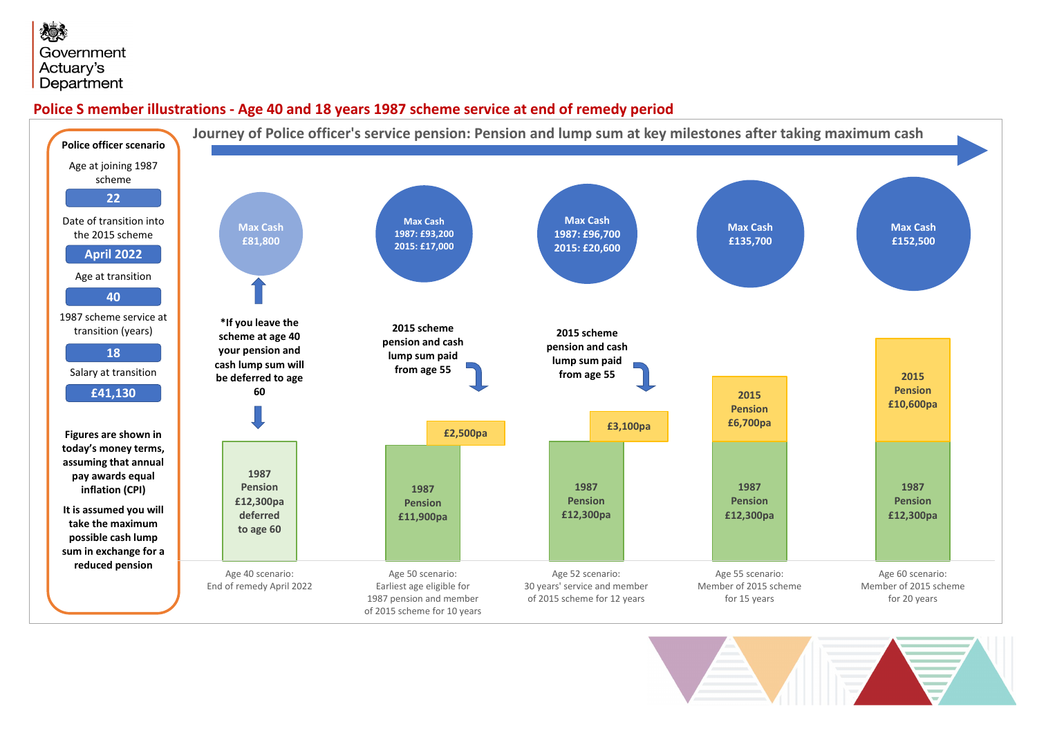Government Actuary's Department

## Police S member illustrations - Age 40 and 18 years 1987 scheme service at end of remedy period

**Police officer scenario**

| | |
|---|---|
| Age at joining 1987 scheme | 22 |
| Date of transition into the 2015 scheme | April 2022 |
| Age at transition | 40 |
| 1987 scheme service at transition (years) | 18 |
| Salary at transition | £41,130 |

**Figures are shown in today's money terms, assuming that annual pay awards equal inflation (CPI)**

**It is assumed you will take the maximum possible cash lump sum in exchange for a reduced pension**

### Journey of Police officer's service pension: Pension and lump sum at key milestones after taking maximum cash

| Scenario | Max Cash | 1987 Pension | 2015 Pension |
|---|---|---|---|
| Age 40 scenario: End of remedy April 2022 | £81,800 | £12,300pa deferred to age 60 | |
| Age 50 scenario: Earliest age eligible for 1987 pension and member of 2015 scheme for 10 years | 1987: £93,200; 2015: £17,000 | £11,900pa | £2,500pa |
| Age 52 scenario: 30 years' service and member of 2015 scheme for 12 years | 1987: £96,700; 2015: £20,600 | £12,300pa | £3,100pa |
| Age 55 scenario: Member of 2015 scheme for 15 years | £135,700 | £12,300pa | £6,700pa |
| Age 60 scenario: Member of 2015 scheme for 20 years | £152,500 | £12,300pa | £10,600pa |

*If you leave the scheme at age 40 your pension and cash lump sum will be deferred to age 60

Age 50 scenario: 2015 scheme pension and cash lump sum paid from age 55

Age 52 scenario: 2015 scheme pension and cash lump sum paid from age 55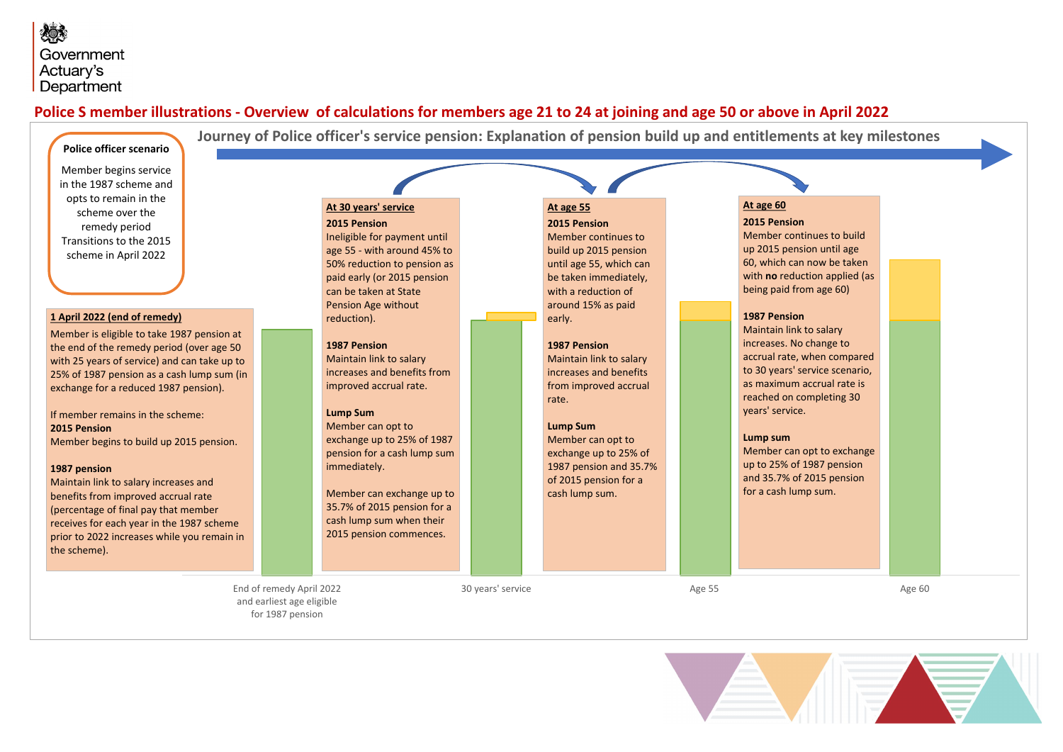Government Actuary's Department

# Police S member illustrations - Overview of calculations for members age 21 to 24 at joining and age 50 or above in April 2022

## Journey of Police officer's service pension: Explanation of pension build up and entitlements at key milestones

**Police officer scenario**

Member begins service in the 1987 scheme and opts to remain in the scheme over the remedy period Transitions to the 2015 scheme in April 2022

**1 April 2022 (end of remedy)**

Member is eligible to take 1987 pension at the end of the remedy period (over age 50 with 25 years of service) and can take up to 25% of 1987 pension as a cash lump sum (in exchange for a reduced 1987 pension).

If member remains in the scheme:

**2015 Pension**

Member begins to build up 2015 pension.

**1987 pension**

Maintain link to salary increases and benefits from improved accrual rate (percentage of final pay that member receives for each year in the 1987 scheme prior to 2022 increases while you remain in the scheme).

**At 30 years' service**

**2015 Pension**

Ineligible for payment until age 55 - with around 45% to 50% reduction to pension as paid early (or 2015 pension can be taken at State Pension Age without reduction).

**1987 Pension**

Maintain link to salary increases and benefits from improved accrual rate.

**Lump Sum**

Member can opt to exchange up to 25% of 1987 pension for a cash lump sum immediately.

Member can exchange up to 35.7% of 2015 pension for a cash lump sum when their 2015 pension commences.

**At age 55**

**2015 Pension**

Member continues to build up 2015 pension until age 55, which can be taken immediately, with a reduction of around 15% as paid early.

**1987 Pension**

Maintain link to salary increases and benefits from improved accrual rate.

**Lump Sum**

Member can opt to exchange up to 25% of 1987 pension and 35.7% of 2015 pension for a cash lump sum.

**At age 60**

**2015 Pension**

Member continues to build up 2015 pension until age 60, which can now be taken with **no** reduction applied (as being paid from age 60)

**1987 Pension**

Maintain link to salary increases. No change to accrual rate, when compared to 30 years' service scenario, as maximum accrual rate is reached on completing 30 years' service.

**Lump sum**

Member can opt to exchange up to 25% of 1987 pension and 35.7% of 2015 pension for a cash lump sum.

End of remedy April 2022 and earliest age eligible for 1987 pension | 30 years' service | Age 55 | Age 60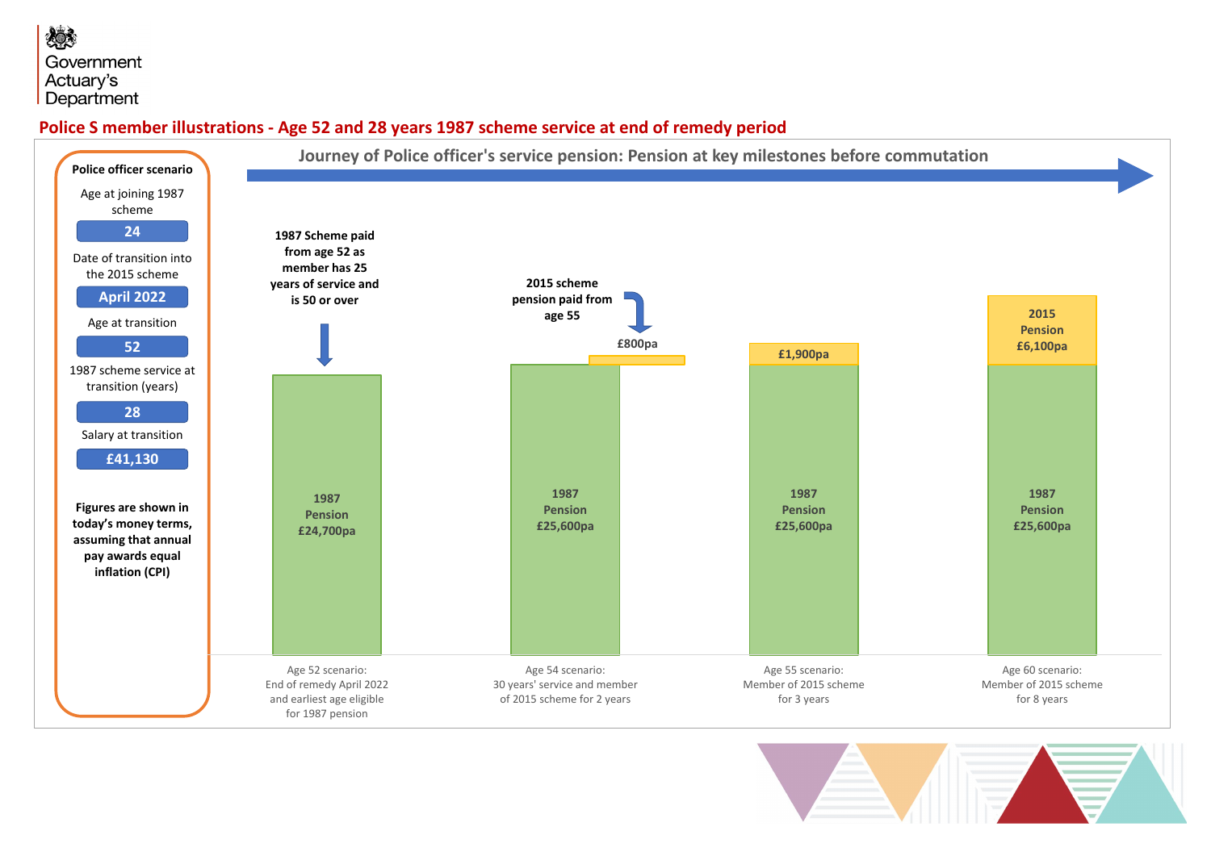## Police S member illustrations - Age 52 and 28 years 1987 scheme service at end of remedy period

**Police officer scenario**

Age at joining 1987 scheme

**24**

Date of transition into the 2015 scheme

**April 2022**

Age at transition

**52**

1987 scheme service at transition (years)

**28**

Salary at transition

**£41,130**

**Figures are shown in today's money terms, assuming that annual pay awards equal inflation (CPI)**

### Journey of Police officer's service pension: Pension at key milestones before commutation

**1987 Scheme paid from age 52 as member has 25 years of service and is 50 or over**

**2015 scheme pension paid from age 55**

| Scenario | 1987 Pension | 2015 Pension |
|---|---|---|
| Age 52 scenario: End of remedy April 2022 and earliest age eligible for 1987 pension | £24,700pa | |
| Age 54 scenario: 30 years' service and member of 2015 scheme for 2 years | £25,600pa | £800pa |
| Age 55 scenario: Member of 2015 scheme for 3 years | £25,600pa | £1,900pa |
| Age 60 scenario: Member of 2015 scheme for 8 years | £25,600pa | £6,100pa |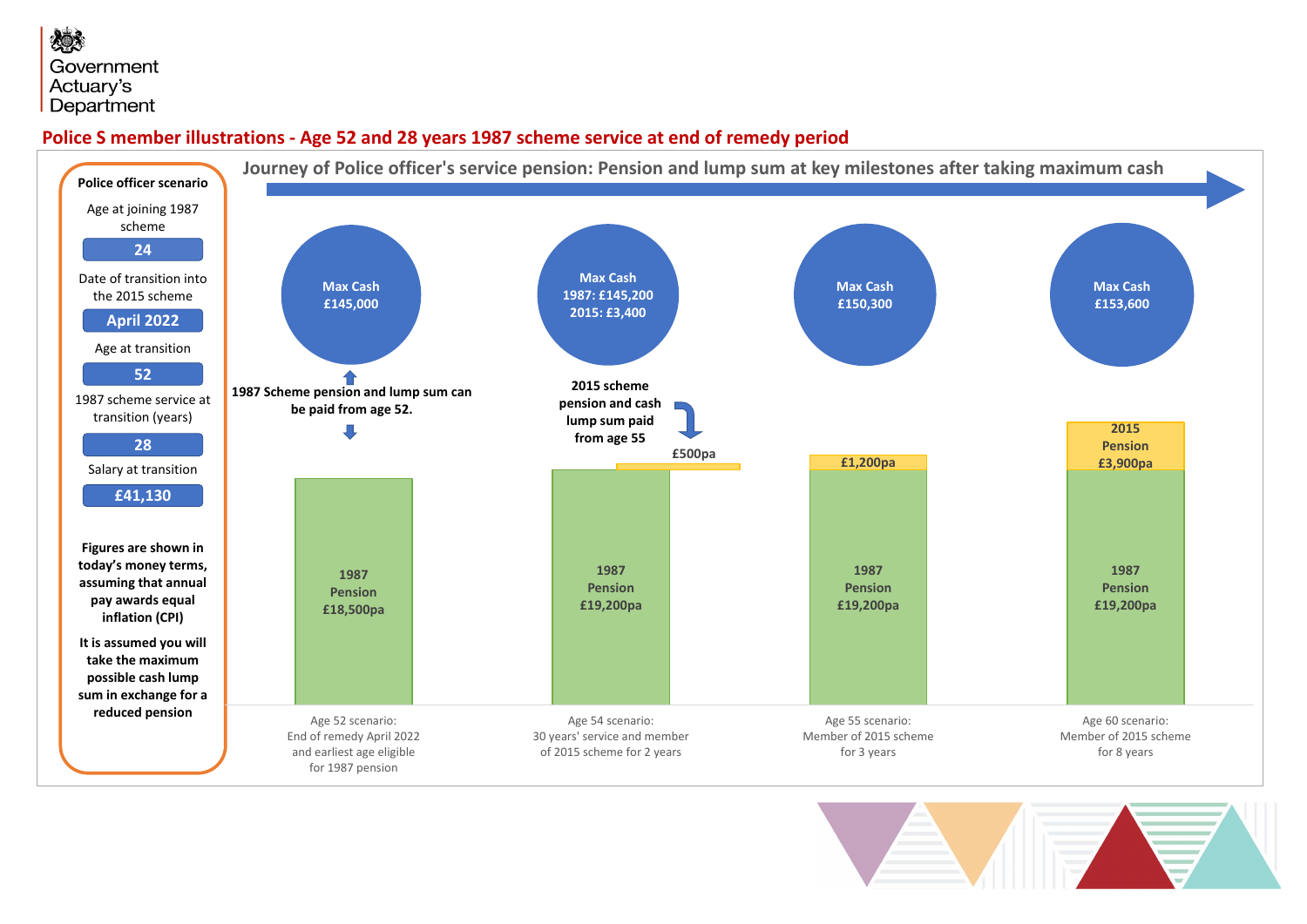Government Actuary's Department

## Police S member illustrations - Age 52 and 28 years 1987 scheme service at end of remedy period

**Police officer scenario**

Age at joining 1987 scheme: **24**

Date of transition into the 2015 scheme: **April 2022**

Age at transition: **52**

1987 scheme service at transition (years): **28**

Salary at transition: **£41,130**

**Figures are shown in today's money terms, assuming that annual pay awards equal inflation (CPI)**

**It is assumed you will take the maximum possible cash lump sum in exchange for a reduced pension**

### Journey of Police officer's service pension: Pension and lump sum at key milestones after taking maximum cash

| Scenario | Max Cash | 1987 Pension | 2015 Pension |
|---|---|---|---|
| Age 52 scenario: End of remedy April 2022 and earliest age eligible for 1987 pension | £145,000 | £18,500pa | |
| Age 54 scenario: 30 years' service and member of 2015 scheme for 2 years | 1987: £145,200; 2015: £3,400 | £19,200pa | £500pa |
| Age 55 scenario: Member of 2015 scheme for 3 years | £150,300 | £19,200pa | £1,200pa |
| Age 60 scenario: Member of 2015 scheme for 8 years | £153,600 | £19,200pa | £3,900pa |

**1987 Scheme pension and lump sum can be paid from age 52.**

**2015 scheme pension and cash lump sum paid from age 55**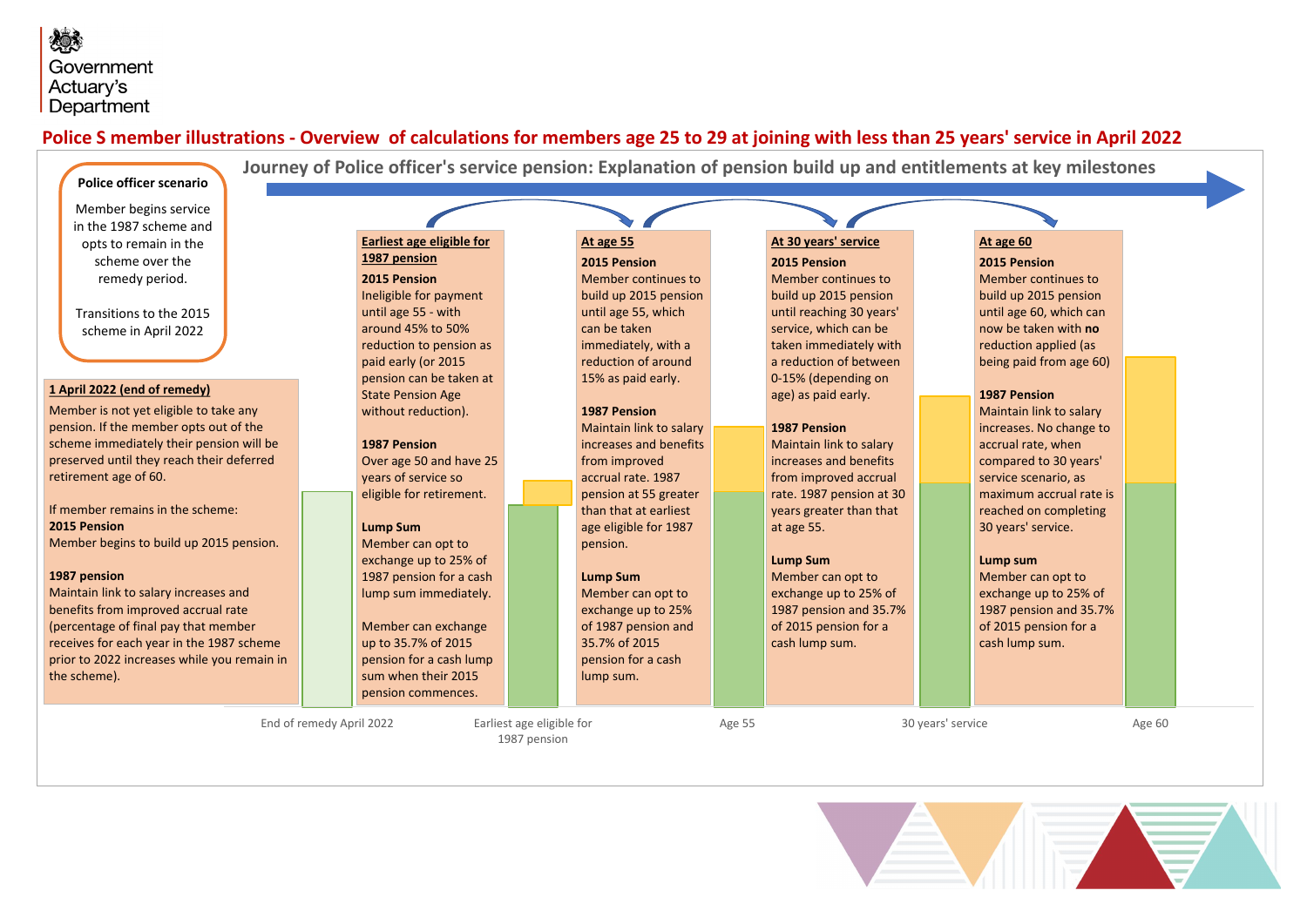Government Actuary's Department

## Police S member illustrations - Overview of calculations for members age 25 to 29 at joining with less than 25 years' service in April 2022

### Journey of Police officer's service pension: Explanation of pension build up and entitlements at key milestones

**Police officer scenario**

Member begins service in the 1987 scheme and opts to remain in the scheme over the remedy period.

Transitions to the 2015 scheme in April 2022

**1 April 2022 (end of remedy)**

Member is not yet eligible to take any pension. If the member opts out of the scheme immediately their pension will be preserved until they reach their deferred retirement age of 60.

If member remains in the scheme:

**2015 Pension**
Member begins to build up 2015 pension.

**1987 pension**
Maintain link to salary increases and benefits from improved accrual rate (percentage of final pay that member receives for each year in the 1987 scheme prior to 2022 increases while you remain in the scheme).

**Earliest age eligible for 1987 pension**

**2015 Pension**
Ineligible for payment until age 55 - with around 45% to 50% reduction to pension as paid early (or 2015 pension can be taken at State Pension Age without reduction).

**1987 Pension**
Over age 50 and have 25 years of service so eligible for retirement.

**Lump Sum**
Member can opt to exchange up to 25% of 1987 pension for a cash lump sum immediately.

Member can exchange up to 35.7% of 2015 pension for a cash lump sum when their 2015 pension commences.

**At age 55**

**2015 Pension**
Member continues to build up 2015 pension until age 55, which can be taken immediately, with a reduction of around 15% as paid early.

**1987 Pension**
Maintain link to salary increases and benefits from improved accrual rate. 1987 pension at 55 greater than that at earliest age eligible for 1987 pension.

**Lump Sum**
Member can opt to exchange up to 25% of 1987 pension and 35.7% of 2015 pension for a cash lump sum.

**At 30 years' service**

**2015 Pension**
Member continues to build up 2015 pension until reaching 30 years' service, which can be taken immediately with a reduction of between 0-15% (depending on age) as paid early.

**1987 Pension**
Maintain link to salary increases and benefits from improved accrual rate. 1987 pension at 30 years greater than that at age 55.

**Lump Sum**
Member can opt to exchange up to 25% of 1987 pension and 35.7% of 2015 pension for a cash lump sum.

**At age 60**

**2015 Pension**
Member continues to build up 2015 pension until age 60, which can now be taken with **no** reduction applied (as being paid from age 60)

**1987 Pension**
Maintain link to salary increases. No change to accrual rate, when compared to 30 years' service scenario, as maximum accrual rate is reached on completing 30 years' service.

**Lump sum**
Member can opt to exchange up to 25% of 1987 pension and 35.7% of 2015 pension for a cash lump sum.

End of remedy April 2022 | Earliest age eligible for 1987 pension | Age 55 | 30 years' service | Age 60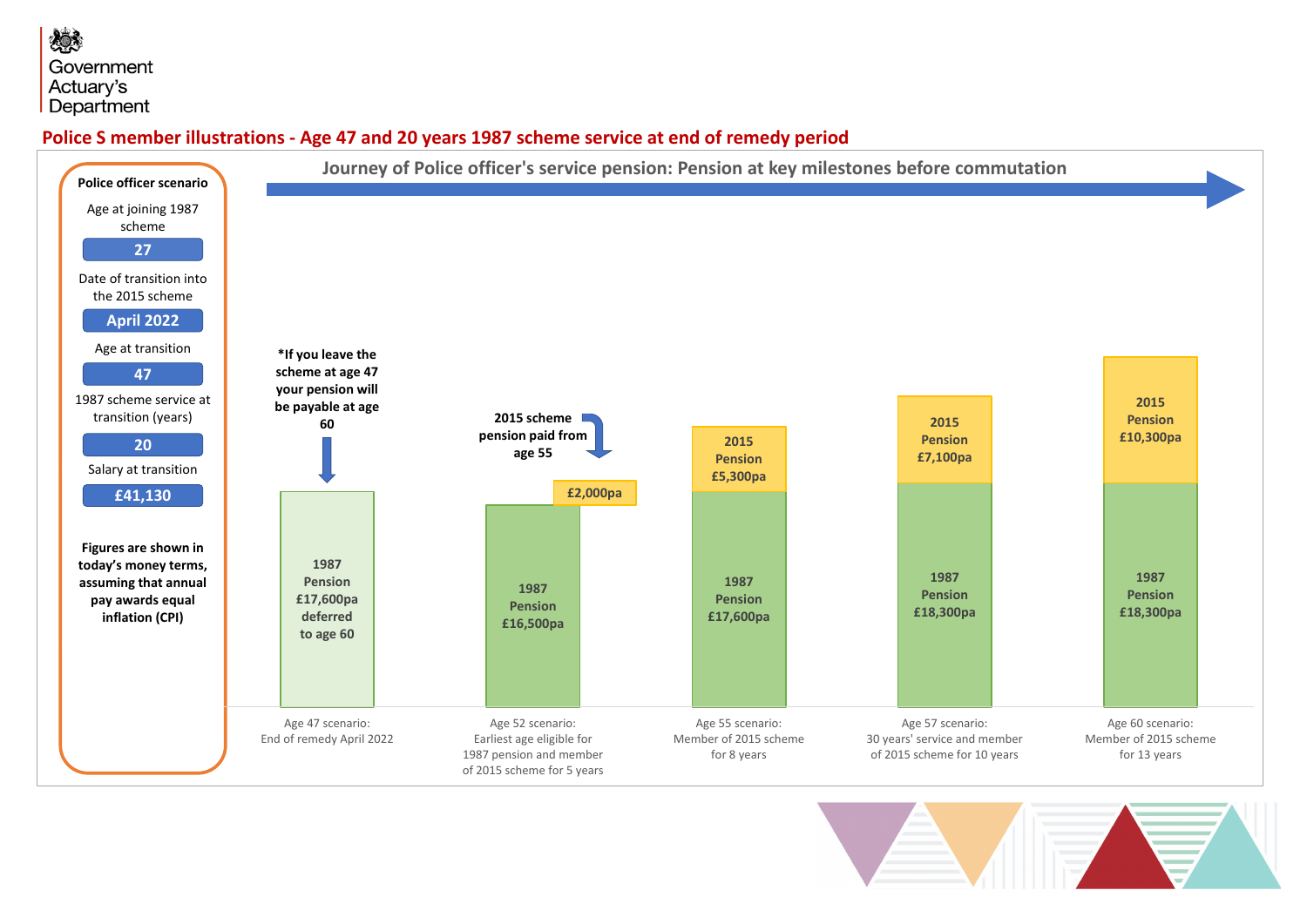## Police S member illustrations - Age 47 and 20 years 1987 scheme service at end of remedy period

**Police officer scenario**

Age at joining 1987 scheme

**27**

Date of transition into the 2015 scheme

**April 2022**

Age at transition

**47**

1987 scheme service at transition (years)

**20**

Salary at transition

**£41,130**

**Figures are shown in today's money terms, assuming that annual pay awards equal inflation (CPI)**

### Journey of Police officer's service pension: Pension at key milestones before commutation

**\*If you leave the scheme at age 47 your pension will be payable at age 60**

**2015 scheme pension paid from age 55**

| Scenario | 1987 Pension | 2015 Pension |
|---|---|---|
| Age 47 scenario: End of remedy April 2022 | £17,600pa deferred to age 60 | |
| Age 52 scenario: Earliest age eligible for 1987 pension and member of 2015 scheme for 5 years | £16,500pa | £2,000pa |
| Age 55 scenario: Member of 2015 scheme for 8 years | £17,600pa | £5,300pa |
| Age 57 scenario: 30 years' service and member of 2015 scheme for 10 years | £18,300pa | £7,100pa |
| Age 60 scenario: Member of 2015 scheme for 13 years | £18,300pa | £10,300pa |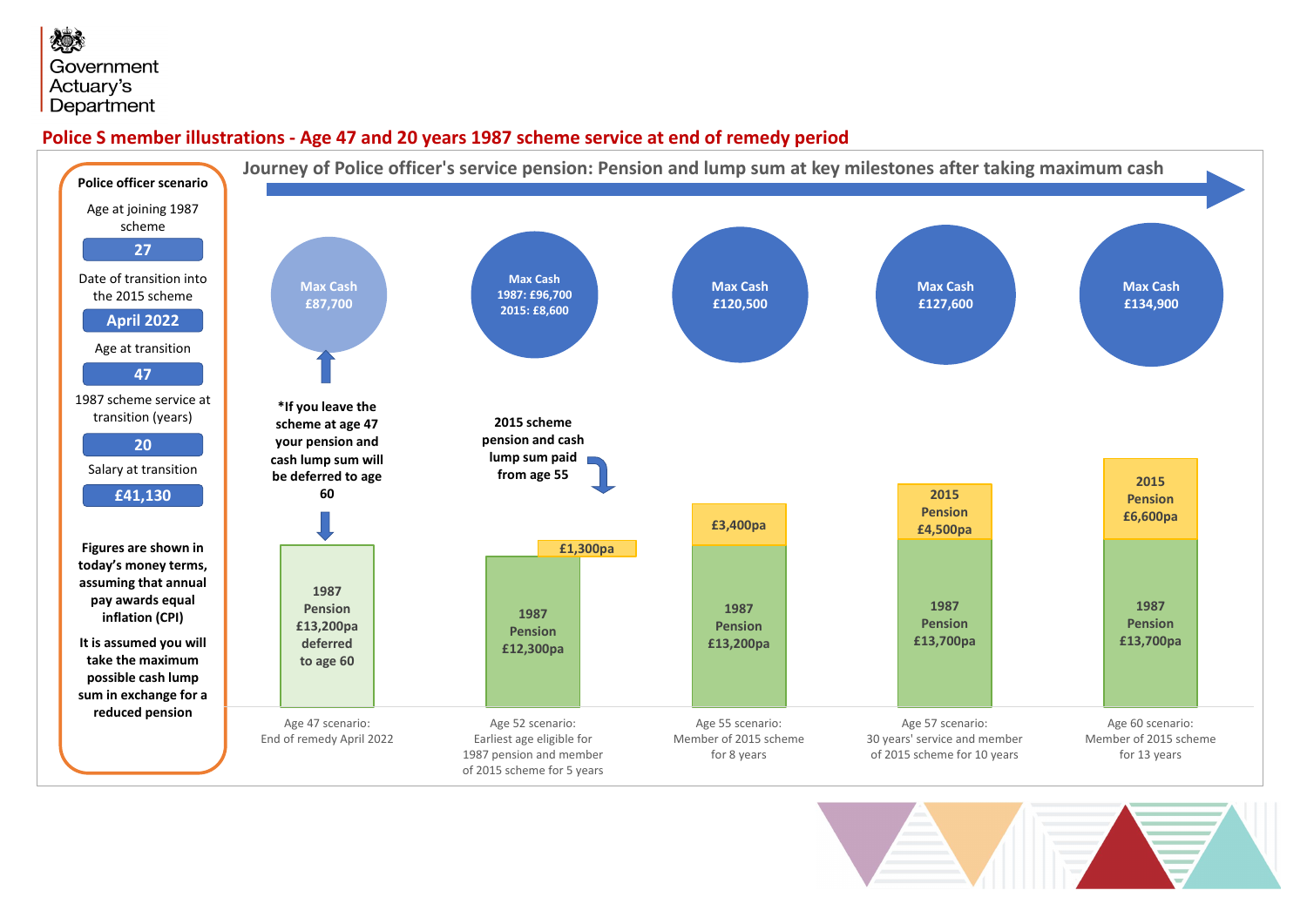# Police S member illustrations - Age 47 and 20 years 1987 scheme service at end of remedy period

## Journey of Police officer's service pension: Pension and lump sum at key milestones after taking maximum cash

**Police officer scenario**

Age at joining 1987 scheme: **27**

Date of transition into the 2015 scheme: **April 2022**

Age at transition: **47**

1987 scheme service at transition (years): **20**

Salary at transition: **£41,130**

**Figures are shown in today's money terms, assuming that annual pay awards equal inflation (CPI)**

**It is assumed you will take the maximum possible cash lump sum in exchange for a reduced pension**

| Scenario | Max Cash | 1987 Pension | 2015 Pension |
|---|---|---|---|
| Age 47 scenario: End of remedy April 2022 | £87,700 | £13,200pa deferred to age 60 | |
| Age 52 scenario: Earliest age eligible for 1987 pension and member of 2015 scheme for 5 years | 1987: £96,700; 2015: £8,600 | £12,300pa | £1,300pa |
| Age 55 scenario: Member of 2015 scheme for 8 years | £120,500 | £13,200pa | £3,400pa |
| Age 57 scenario: 30 years' service and member of 2015 scheme for 10 years | £127,600 | £13,700pa | £4,500pa |
| Age 60 scenario: Member of 2015 scheme for 13 years | £134,900 | £13,700pa | £6,600pa |

**\*If you leave the scheme at age 47 your pension and cash lump sum will be deferred to age 60**

**2015 scheme pension and cash lump sum paid from age 55**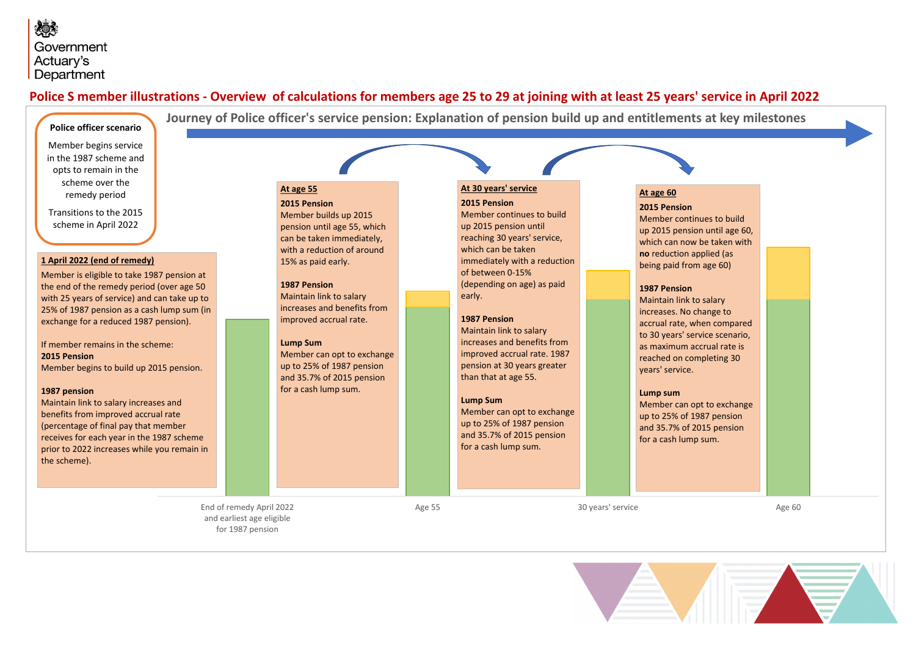# Police S member illustrations - Overview of calculations for members age 25 to 29 at joining with at least 25 years' service in April 2022

## Journey of Police officer's service pension: Explanation of pension build up and entitlements at key milestones

**Police officer scenario**

Member begins service in the 1987 scheme and opts to remain in the scheme over the remedy period

Transitions to the 2015 scheme in April 2022

### 1 April 2022 (end of remedy)

Member is eligible to take 1987 pension at the end of the remedy period (over age 50 with 25 years of service) and can take up to 25% of 1987 pension as a cash lump sum (in exchange for a reduced 1987 pension).

If member remains in the scheme:

**2015 Pension**
Member begins to build up 2015 pension.

**1987 pension**
Maintain link to salary increases and benefits from improved accrual rate (percentage of final pay that member receives for each year in the 1987 scheme prior to 2022 increases while you remain in the scheme).

### At age 55

**2015 Pension**
Member builds up 2015 pension until age 55, which can be taken immediately, with a reduction of around 15% as paid early.

**1987 Pension**
Maintain link to salary increases and benefits from improved accrual rate.

**Lump Sum**
Member can opt to exchange up to 25% of 1987 pension and 35.7% of 2015 pension for a cash lump sum.

### At 30 years' service

**2015 Pension**
Member continues to build up 2015 pension until reaching 30 years' service, which can be taken immediately with a reduction of between 0-15% (depending on age) as paid early.

**1987 Pension**
Maintain link to salary increases and benefits from improved accrual rate. 1987 pension at 30 years greater than that at age 55.

**Lump Sum**
Member can opt to exchange up to 25% of 1987 pension and 35.7% of 2015 pension for a cash lump sum.

### At age 60

**2015 Pension**
Member continues to build up 2015 pension until age 60, which can now be taken with **no** reduction applied (as being paid from age 60)

**1987 Pension**
Maintain link to salary increases. No change to accrual rate, when compared to 30 years' service scenario, as maximum accrual rate is reached on completing 30 years' service.

**Lump sum**
Member can opt to exchange up to 25% of 1987 pension and 35.7% of 2015 pension for a cash lump sum.

End of remedy April 2022 and earliest age eligible for 1987 pension — Age 55 — 30 years' service — Age 60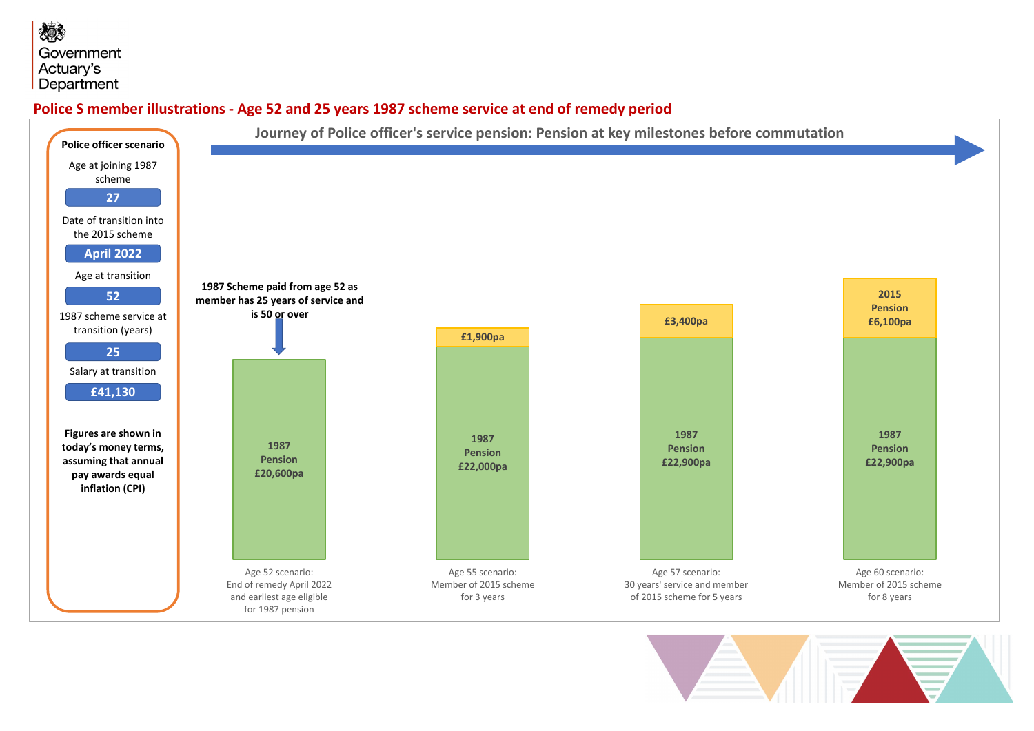Government Actuary's Department

## Police S member illustrations - Age 52 and 25 years 1987 scheme service at end of remedy period

**Police officer scenario**

| Item | Value |
|---|---|
| Age at joining 1987 scheme | 27 |
| Date of transition into the 2015 scheme | April 2022 |
| Age at transition | 52 |
| 1987 scheme service at transition (years) | 25 |
| Salary at transition | £41,130 |

**Figures are shown in today's money terms, assuming that annual pay awards equal inflation (CPI)**

### Journey of Police officer's service pension: Pension at key milestones before commutation

**1987 Scheme paid from age 52 as member has 25 years of service and is 50 or over**

| Scenario | 1987 Pension | 2015 Pension |
|---|---|---|
| Age 52 scenario: End of remedy April 2022 and earliest age eligible for 1987 pension | £20,600pa | |
| Age 55 scenario: Member of 2015 scheme for 3 years | £22,000pa | £1,900pa |
| Age 57 scenario: 30 years' service and member of 2015 scheme for 5 years | £22,900pa | £3,400pa |
| Age 60 scenario: Member of 2015 scheme for 8 years | £22,900pa | £6,100pa |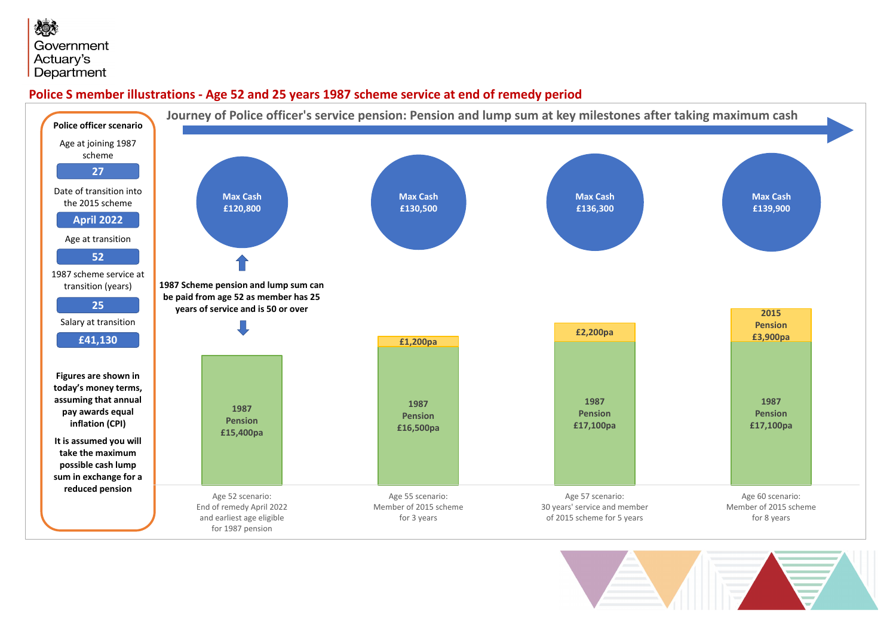Government Actuary's Department

## Police S member illustrations - Age 52 and 25 years 1987 scheme service at end of remedy period

**Police officer scenario**

| | |
|---|---|
| Age at joining 1987 scheme | 27 |
| Date of transition into the 2015 scheme | April 2022 |
| Age at transition | 52 |
| 1987 scheme service at transition (years) | 25 |
| Salary at transition | £41,130 |

**Figures are shown in today's money terms, assuming that annual pay awards equal inflation (CPI)**

**It is assumed you will take the maximum possible cash lump sum in exchange for a reduced pension**

### Journey of Police officer's service pension: Pension and lump sum at key milestones after taking maximum cash

**1987 Scheme pension and lump sum can be paid from age 52 as member has 25 years of service and is 50 or over**

| Scenario | Max Cash | 1987 Pension | 2015 Pension |
|---|---|---|---|
| Age 52 scenario: End of remedy April 2022 and earliest age eligible for 1987 pension | £120,800 | £15,400pa | |
| Age 55 scenario: Member of 2015 scheme for 3 years | £130,500 | £16,500pa | £1,200pa |
| Age 57 scenario: 30 years' service and member of 2015 scheme for 5 years | £136,300 | £17,100pa | £2,200pa |
| Age 60 scenario: Member of 2015 scheme for 8 years | £139,900 | £17,100pa | £3,900pa |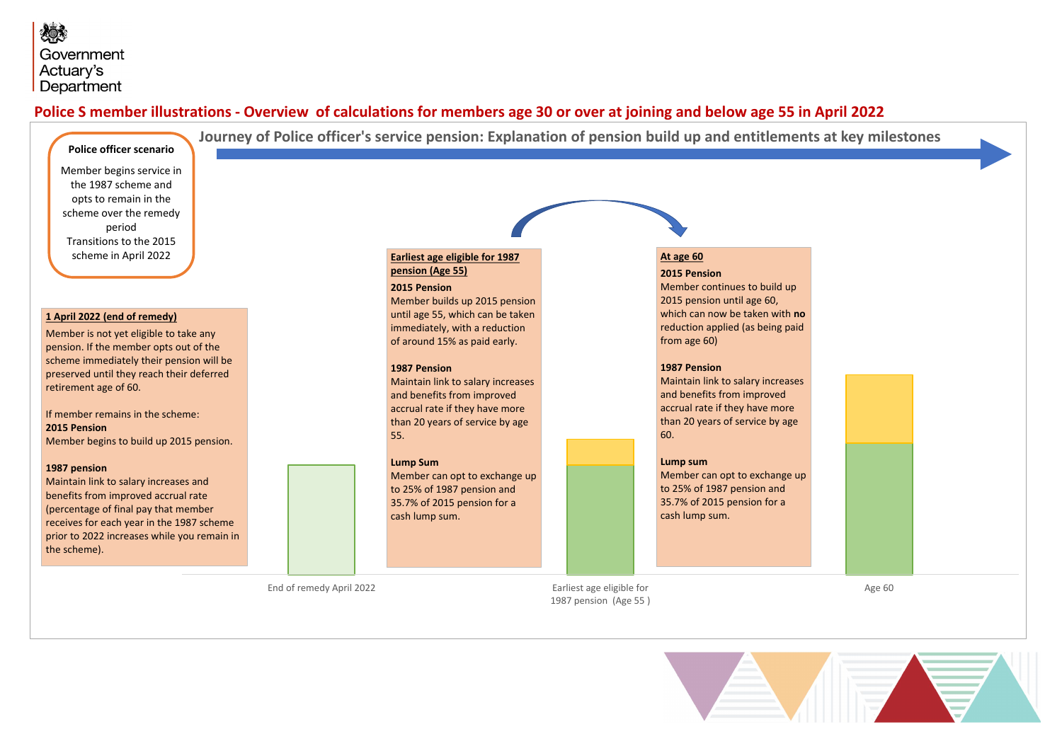## Police S member illustrations - Overview of calculations for members age 30 or over at joining and below age 55 in April 2022

### Journey of Police officer's service pension: Explanation of pension build up and entitlements at key milestones

**Police officer scenario**

Member begins service in the 1987 scheme and opts to remain in the scheme over the remedy period
Transitions to the 2015 scheme in April 2022

**1 April 2022 (end of remedy)**

Member is not yet eligible to take any pension. If the member opts out of the scheme immediately their pension will be preserved until they reach their deferred retirement age of 60.

If member remains in the scheme:

**2015 Pension**
Member begins to build up 2015 pension.

**1987 pension**
Maintain link to salary increases and benefits from improved accrual rate (percentage of final pay that member receives for each year in the 1987 scheme prior to 2022 increases while you remain in the scheme).

**Earliest age eligible for 1987 pension (Age 55)**

**2015 Pension**
Member builds up 2015 pension until age 55, which can be taken immediately, with a reduction of around 15% as paid early.

**1987 Pension**
Maintain link to salary increases and benefits from improved accrual rate if they have more than 20 years of service by age 55.

**Lump Sum**
Member can opt to exchange up to 25% of 1987 pension and 35.7% of 2015 pension for a cash lump sum.

**At age 60**

**2015 Pension**
Member continues to build up 2015 pension until age 60, which can now be taken with **no** reduction applied (as being paid from age 60)

**1987 Pension**
Maintain link to salary increases and benefits from improved accrual rate if they have more than 20 years of service by age 60.

**Lump sum**
Member can opt to exchange up to 25% of 1987 pension and 35.7% of 2015 pension for a cash lump sum.

End of remedy April 2022

Earliest age eligible for 1987 pension (Age 55 )

Age 60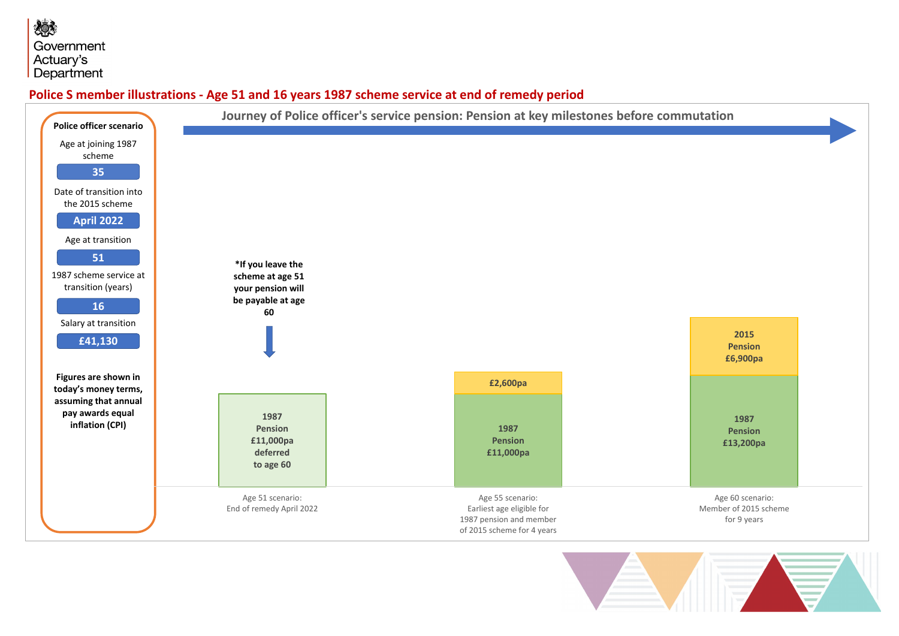## Police S member illustrations - Age 51 and 16 years 1987 scheme service at end of remedy period

**Police officer scenario**

Age at joining 1987 scheme: **35**

Date of transition into the 2015 scheme: **April 2022**

Age at transition: **51**

1987 scheme service at transition (years): **16**

Salary at transition: **£41,130**

**Figures are shown in today's money terms, assuming that annual pay awards equal inflation (CPI)**

### Journey of Police officer's service pension: Pension at key milestones before commutation

**\*If you leave the scheme at age 51 your pension will be payable at age 60**

| Scenario | 1987 Pension | 2015 Pension |
|---|---|---|
| Age 51 scenario: End of remedy April 2022 | £11,000pa deferred to age 60 | |
| Age 55 scenario: Earliest age eligible for 1987 pension and member of 2015 scheme for 4 years | £11,000pa | £2,600pa |
| Age 60 scenario: Member of 2015 scheme for 9 years | £13,200pa | £6,900pa |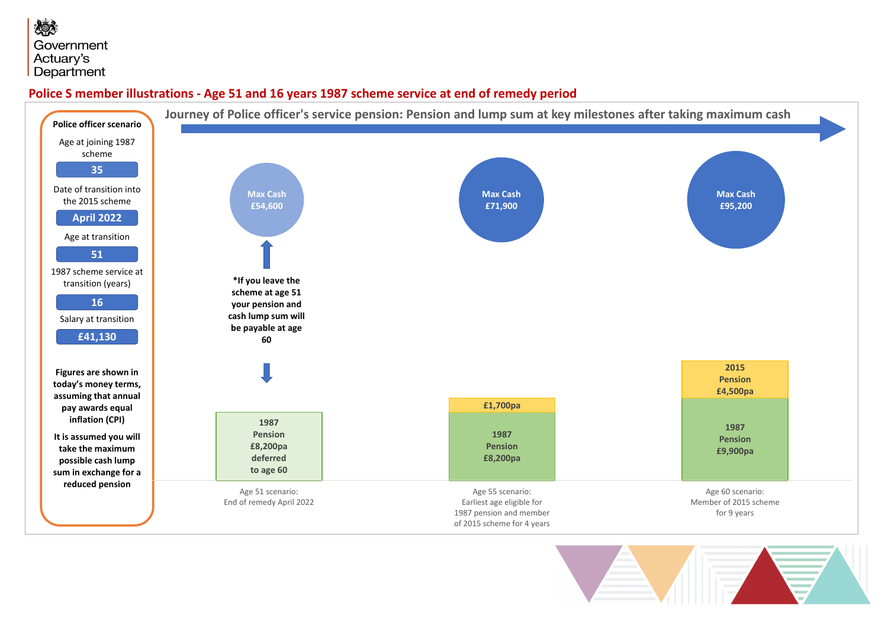Government Actuary's Department

## Police S member illustrations - Age 51 and 16 years 1987 scheme service at end of remedy period

**Police officer scenario**

Age at joining 1987 scheme: **35**

Date of transition into the 2015 scheme: **April 2022**

Age at transition: **51**

1987 scheme service at transition (years): **16**

Salary at transition: **£41,130**

**Figures are shown in today's money terms, assuming that annual pay awards equal inflation (CPI)**

**It is assumed you will take the maximum possible cash lump sum in exchange for a reduced pension**

### Journey of Police officer's service pension: Pension and lump sum at key milestones after taking maximum cash

| Scenario | Max Cash | 1987 Pension | 2015 Pension |
|---|---|---|---|
| Age 51 scenario: End of remedy April 2022 | £54,600 | £8,200pa deferred to age 60 | |
| Age 55 scenario: Earliest age eligible for 1987 pension and member of 2015 scheme for 4 years | £71,900 | £8,200pa | £1,700pa |
| Age 60 scenario: Member of 2015 scheme for 9 years | £95,200 | £9,900pa | £4,500pa |

**\*If you leave the scheme at age 51 your pension and cash lump sum will be payable at age 60**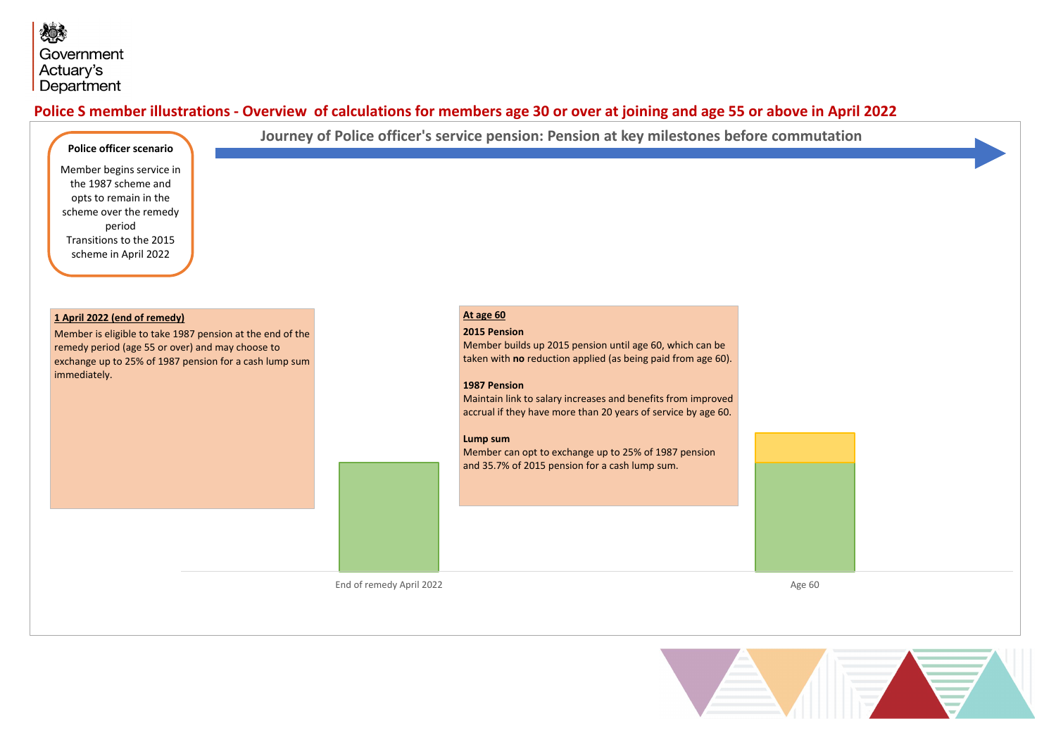## Police S member illustrations - Overview of calculations for members age 30 or over at joining and age 55 or above in April 2022

### Journey of Police officer's service pension: Pension at key milestones before commutation

**Police officer scenario**

Member begins service in the 1987 scheme and opts to remain in the scheme over the remedy period
Transitions to the 2015 scheme in April 2022

**1 April 2022 (end of remedy)**

Member is eligible to take 1987 pension at the end of the remedy period (age 55 or over) and may choose to exchange up to 25% of 1987 pension for a cash lump sum immediately.

**At age 60**

**2015 Pension**
Member builds up 2015 pension until age 60, which can be taken with **no** reduction applied (as being paid from age 60).

**1987 Pension**
Maintain link to salary increases and benefits from improved accrual if they have more than 20 years of service by age 60.

**Lump sum**
Member can opt to exchange up to 25% of 1987 pension and 35.7% of 2015 pension for a cash lump sum.

End of remedy April 2022

Age 60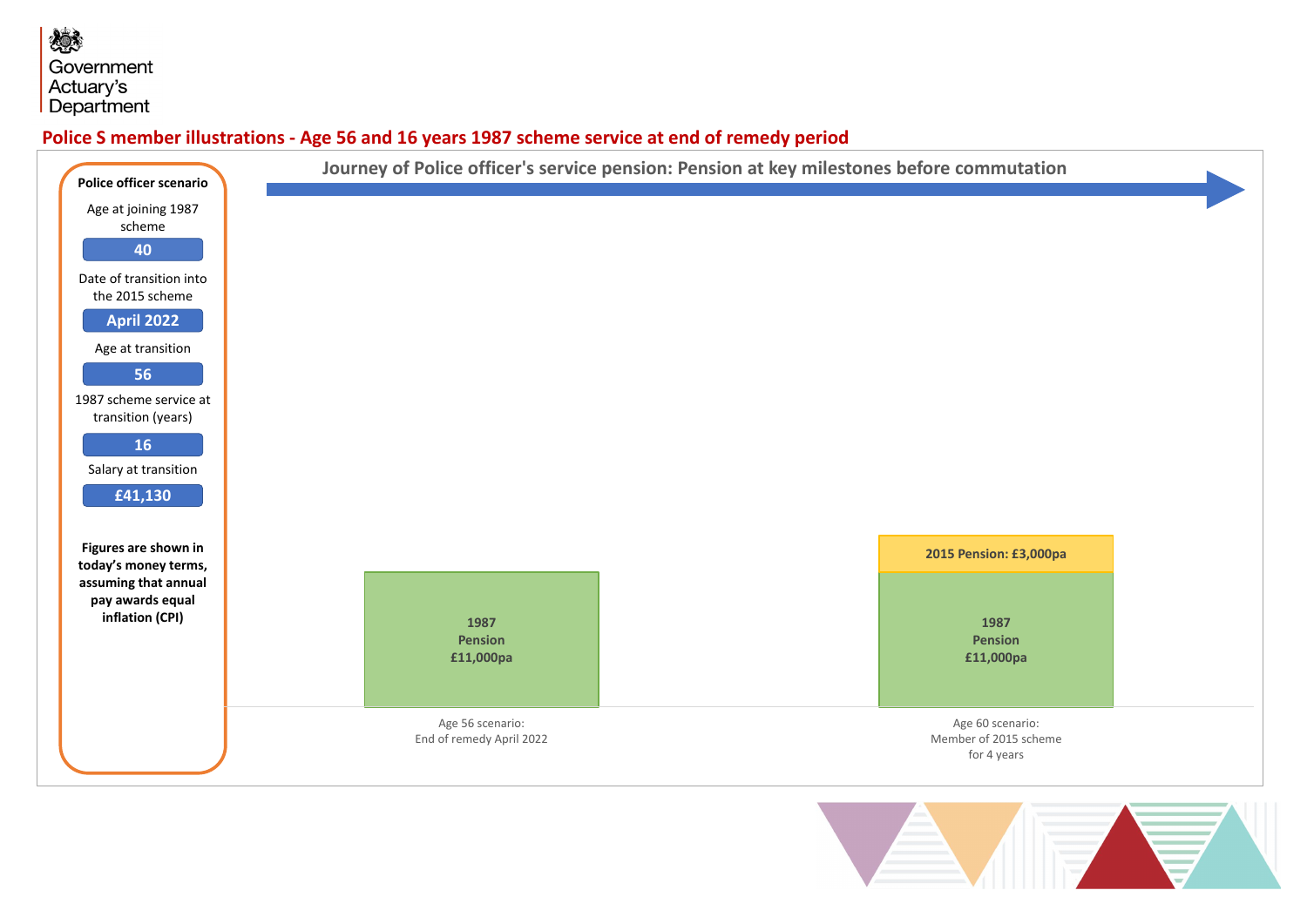## Police S member illustrations - Age 56 and 16 years 1987 scheme service at end of remedy period

**Police officer scenario**

Age at joining 1987 scheme

**40**

Date of transition into the 2015 scheme

**April 2022**

Age at transition

**56**

1987 scheme service at transition (years)

**16**

Salary at transition

**£41,130**

**Figures are shown in today's money terms, assuming that annual pay awards equal inflation (CPI)**

**Journey of Police officer's service pension: Pension at key milestones before commutation**

| Scenario | 1987 Pension | 2015 Pension |
| --- | --- | --- |
| Age 56 scenario: End of remedy April 2022 | £11,000pa | |
| Age 60 scenario: Member of 2015 scheme for 4 years | £11,000pa | £3,000pa |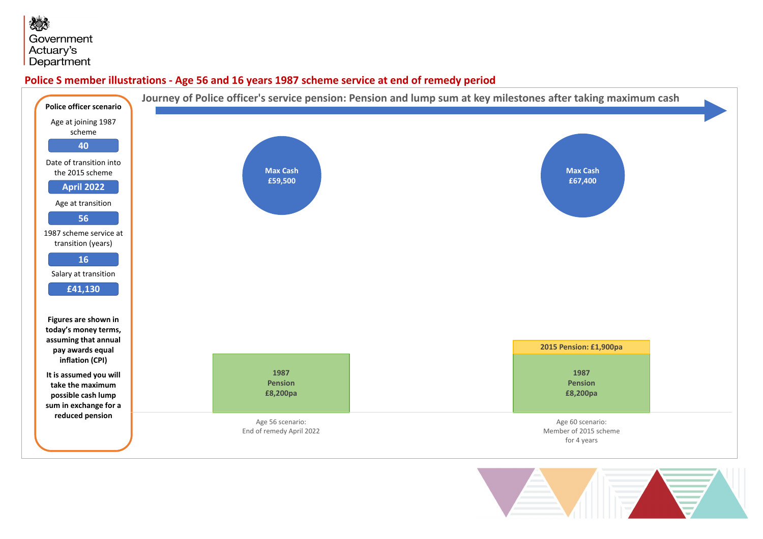Government Actuary's Department

## Police S member illustrations - Age 56 and 16 years 1987 scheme service at end of remedy period

**Police officer scenario**

Age at joining 1987 scheme

**40**

Date of transition into the 2015 scheme

**April 2022**

Age at transition

**56**

1987 scheme service at transition (years)

**16**

Salary at transition

**£41,130**

**Figures are shown in today's money terms, assuming that annual pay awards equal inflation (CPI)**

**It is assumed you will take the maximum possible cash lump sum in exchange for a reduced pension**

### Journey of Police officer's service pension: Pension and lump sum at key milestones after taking maximum cash

**Max Cash £59,500**

**1987 Pension £8,200pa**

Age 56 scenario: End of remedy April 2022

**Max Cash £67,400**

**2015 Pension: £1,900pa**

**1987 Pension £8,200pa**

Age 60 scenario: Member of 2015 scheme for 4 years